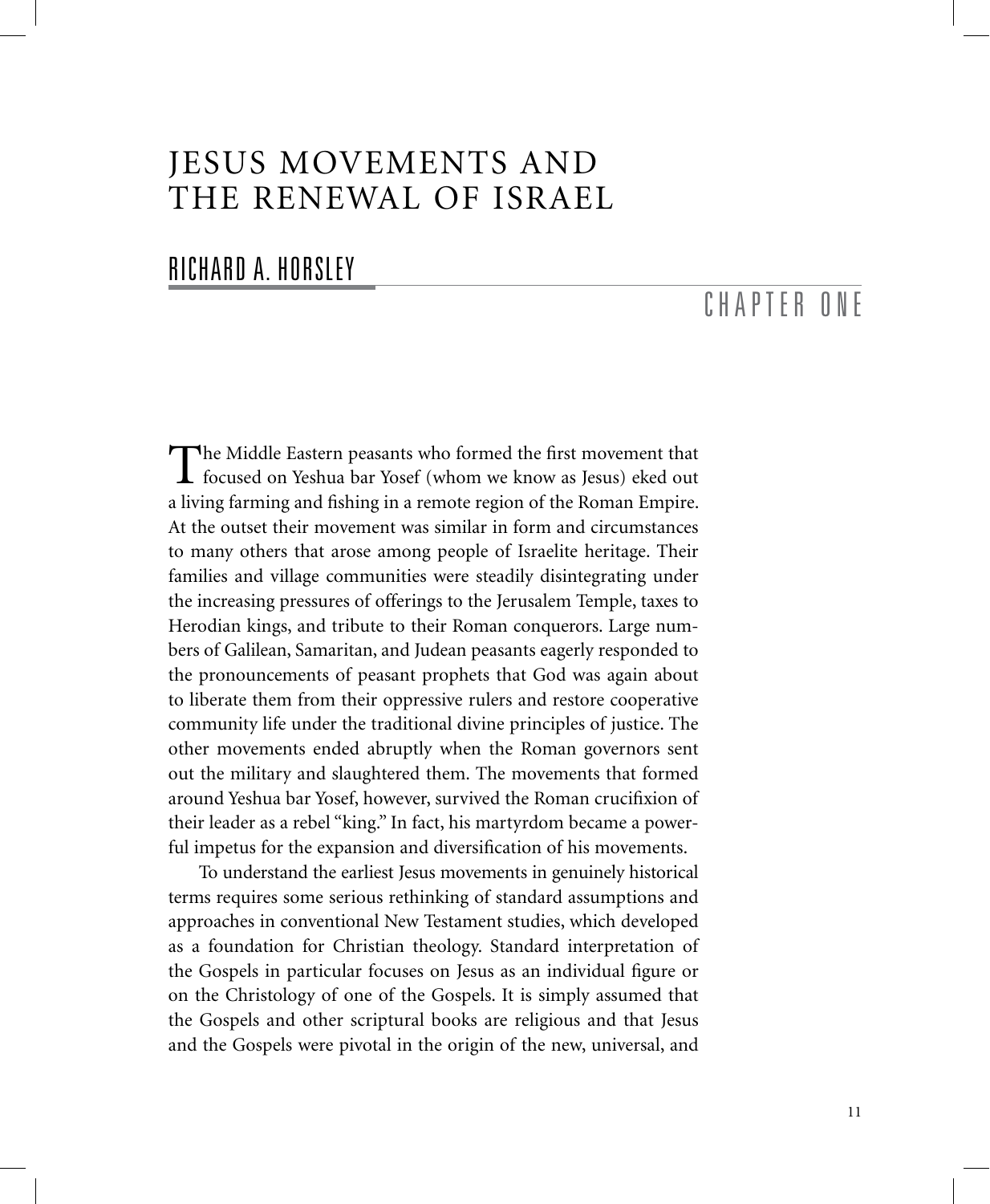# JESUS MOVEMENTS AND THE RENEWAL OF ISRAEL

## RICHARD A. HORSLEY

## CHAPTER ONE

The Middle Eastern peasants who formed the first movement that focused on Yeshua bar Yosef (whom we know as Jesus) eked out a living farming and fishing in a remote region of the Roman Empire. At the outset their movement was similar in form and circumstances to many others that arose among people of Israelite heritage. Their families and village communities were steadily disintegrating under the increasing pressures of offerings to the Jerusalem Temple, taxes to Herodian kings, and tribute to their Roman conquerors. Large numbers of Galilean, Samaritan, and Judean peasants eagerly responded to the pronouncements of peasant prophets that God was again about to liberate them from their oppressive rulers and restore cooperative community life under the traditional divine principles of justice. The other movements ended abruptly when the Roman governors sent out the military and slaughtered them. The movements that formed around Yeshua bar Yosef, however, survived the Roman crucifixion of their leader as a rebel "king." In fact, his martyrdom became a powerful impetus for the expansion and diversification of his movements.

To understand the earliest Jesus movements in genuinely historical terms requires some serious rethinking of standard assumptions and approaches in conventional New Testament studies, which developed as a foundation for Christian theology. Standard interpretation of the Gospels in particular focuses on Jesus as an individual figure or on the Christology of one of the Gospels. It is simply assumed that the Gospels and other scriptural books are religious and that Jesus and the Gospels were pivotal in the origin of the new, universal, and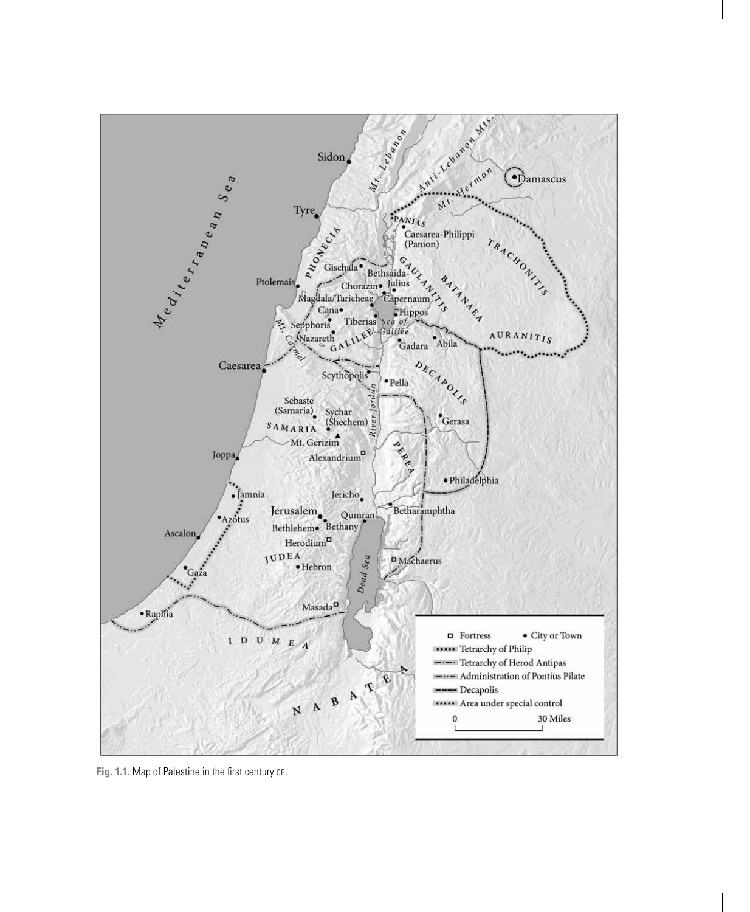**Fig. 1.1.** Map of Palestine in the first century CE.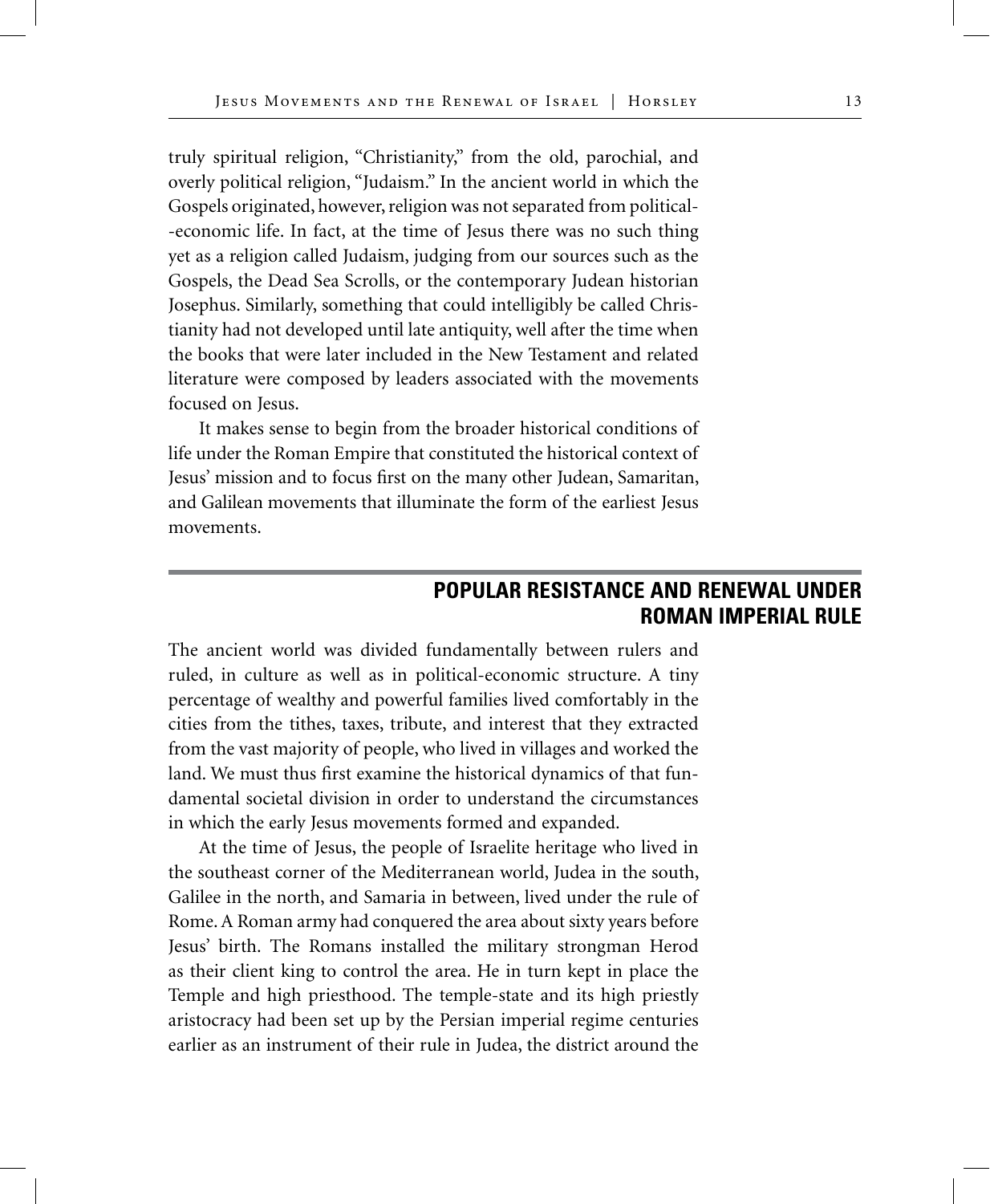truly spiritual religion, "Christianity," from the old, parochial, and overly political religion, "Judaism." In the ancient world in which the Gospels originated, however, religion was not separated from political-economic life. In fact, at the time of Jesus there was no such thing yet as a religion called Judaism, judging from our sources such as the Gospels, the Dead Sea Scrolls, or the contemporary Judean historian Josephus. Similarly, something that could intelligibly be called Christianity had not developed until late antiquity, well after the time when the books that were later included in the New Testament and related literature were composed by leaders associated with the movements focused on Jesus.

It makes sense to begin from the broader historical conditions of life under the Roman Empire that constituted the historical context of Jesus' mission and to focus first on the many other Judean, Samaritan, and Galilean movements that illuminate the form of the earliest Jesus movements.

## POPULAR RESISTANCE AND RENEWAL UNDER ROMAN IMPERIAL RULE

The ancient world was divided fundamentally between rulers and ruled, in culture as well as in political-economic structure. A tiny percentage of wealthy and powerful families lived comfortably in the cities from the tithes, taxes, tribute, and interest that they extracted from the vast majority of people, who lived in villages and worked the land. We must thus first examine the historical dynamics of that fundamental societal division in order to understand the circumstances in which the early Jesus movements formed and expanded.

At the time of Jesus, the people of Israelite heritage who lived in the southeast corner of the Mediterranean world, Judea in the south, Galilee in the north, and Samaria in between, lived under the rule of Rome. A Roman army had conquered the area about sixty years before Jesus' birth. The Romans installed the military strongman Herod as their client king to control the area. He in turn kept in place the Temple and high priesthood. The temple-state and its high priestly aristocracy had been set up by the Persian imperial regime centuries earlier as an instrument of their rule in Judea, the district around the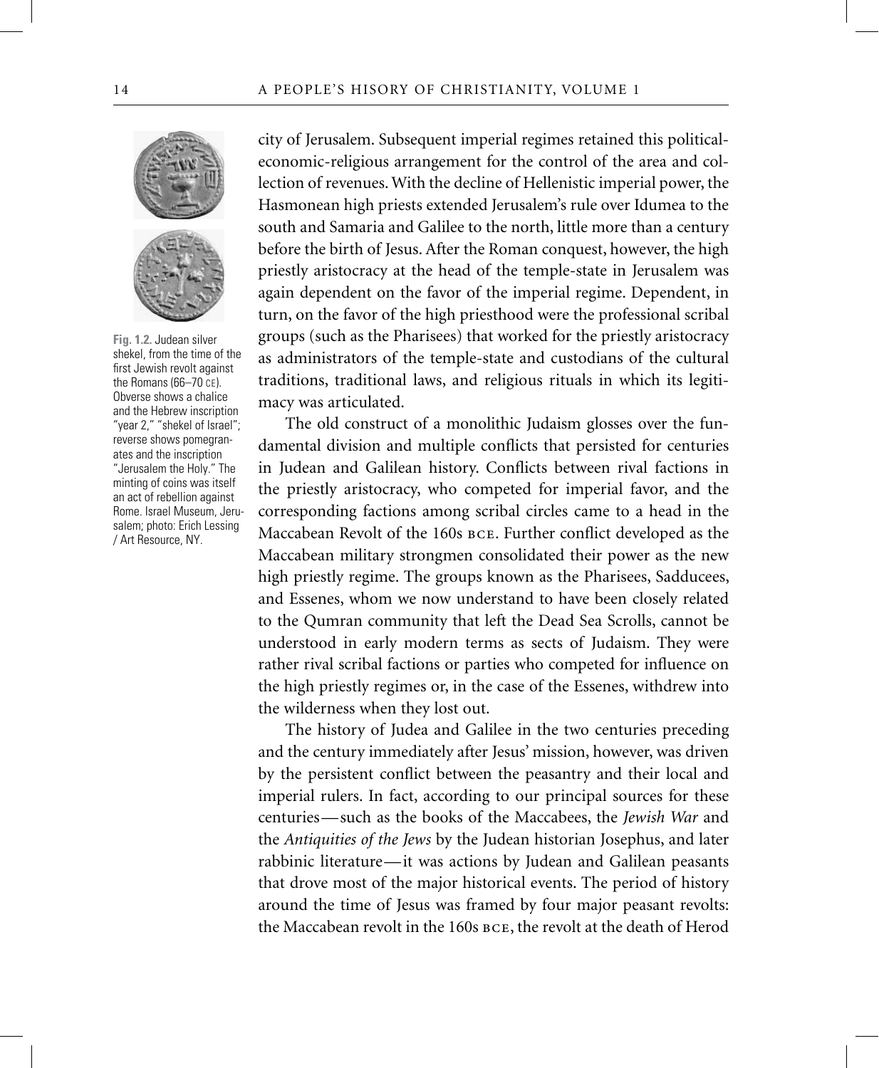Fig. 1.2. Judean silver shekel, from the time of the first Jewish revolt against the Romans (66–70 CE). Obverse shows a chalice and the Hebrew inscription "year 2," "shekel of Israel"; reverse shows pomegranates and the inscription "Jerusalem the Holy." The minting of coins was itself an act of rebellion against Rome. Israel Museum, Jerusalem; photo: Erich Lessing / Art Resource, NY.

city of Jerusalem. Subsequent imperial regimes retained this political-economic-religious arrangement for the control of the area and collection of revenues. With the decline of Hellenistic imperial power, the Hasmonean high priests extended Jerusalem's rule over Idumea to the south and Samaria and Galilee to the north, little more than a century before the birth of Jesus. After the Roman conquest, however, the high priestly aristocracy at the head of the temple-state in Jerusalem was again dependent on the favor of the imperial regime. Dependent, in turn, on the favor of the high priesthood were the professional scribal groups (such as the Pharisees) that worked for the priestly aristocracy as administrators of the temple-state and custodians of the cultural traditions, traditional laws, and religious rituals in which its legitimacy was articulated.

The old construct of a monolithic Judaism glosses over the fundamental division and multiple conflicts that persisted for centuries in Judean and Galilean history. Conflicts between rival factions in the priestly aristocracy, who competed for imperial favor, and the corresponding factions among scribal circles came to a head in the Maccabean Revolt of the 160s BCE. Further conflict developed as the Maccabean military strongmen consolidated their power as the new high priestly regime. The groups known as the Pharisees, Sadducees, and Essenes, whom we now understand to have been closely related to the Qumran community that left the Dead Sea Scrolls, cannot be understood in early modern terms as sects of Judaism. They were rather rival scribal factions or parties who competed for influence on the high priestly regimes or, in the case of the Essenes, withdrew into the wilderness when they lost out.

The history of Judea and Galilee in the two centuries preceding and the century immediately after Jesus' mission, however, was driven by the persistent conflict between the peasantry and their local and imperial rulers. In fact, according to our principal sources for these centuries—such as the books of the Maccabees, the *Jewish War* and the *Antiquities of the Jews* by the Judean historian Josephus, and later rabbinic literature—it was actions by Judean and Galilean peasants that drove most of the major historical events. The period of history around the time of Jesus was framed by four major peasant revolts: the Maccabean revolt in the 160s BCE, the revolt at the death of Herod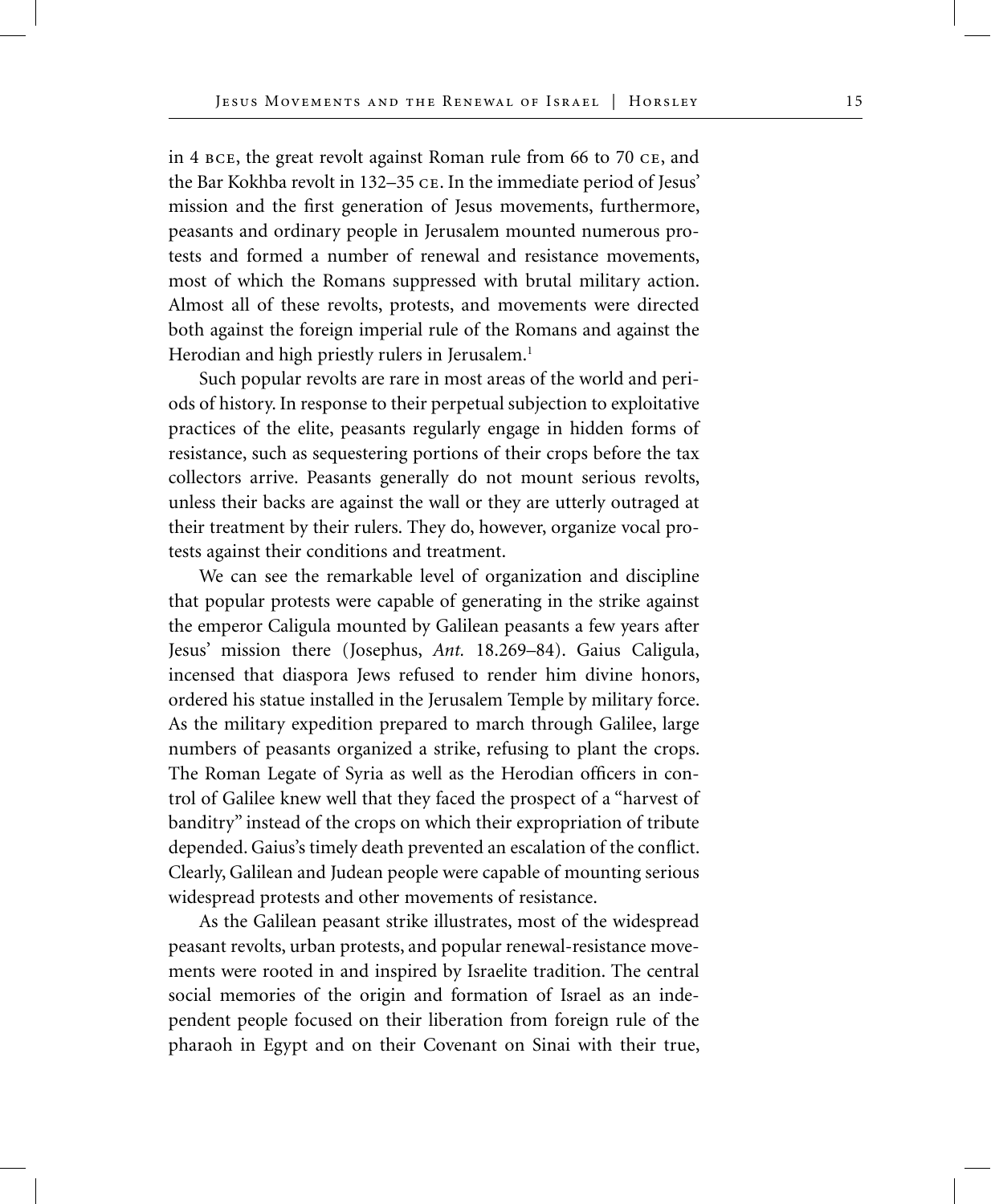in 4 BCE, the great revolt against Roman rule from 66 to 70 CE, and the Bar Kokhba revolt in 132–35 CE. In the immediate period of Jesus' mission and the first generation of Jesus movements, furthermore, peasants and ordinary people in Jerusalem mounted numerous protests and formed a number of renewal and resistance movements, most of which the Romans suppressed with brutal military action. Almost all of these revolts, protests, and movements were directed both against the foreign imperial rule of the Romans and against the Herodian and high priestly rulers in Jerusalem.[1]

Such popular revolts are rare in most areas of the world and periods of history. In response to their perpetual subjection to exploitative practices of the elite, peasants regularly engage in hidden forms of resistance, such as sequestering portions of their crops before the tax collectors arrive. Peasants generally do not mount serious revolts, unless their backs are against the wall or they are utterly outraged at their treatment by their rulers. They do, however, organize vocal protests against their conditions and treatment.

We can see the remarkable level of organization and discipline that popular protests were capable of generating in the strike against the emperor Caligula mounted by Galilean peasants a few years after Jesus' mission there (Josephus, *Ant.* 18.269–84). Gaius Caligula, incensed that diaspora Jews refused to render him divine honors, ordered his statue installed in the Jerusalem Temple by military force. As the military expedition prepared to march through Galilee, large numbers of peasants organized a strike, refusing to plant the crops. The Roman Legate of Syria as well as the Herodian officers in control of Galilee knew well that they faced the prospect of a "harvest of banditry" instead of the crops on which their expropriation of tribute depended. Gaius's timely death prevented an escalation of the conflict. Clearly, Galilean and Judean people were capable of mounting serious widespread protests and other movements of resistance.

As the Galilean peasant strike illustrates, most of the widespread peasant revolts, urban protests, and popular renewal-resistance movements were rooted in and inspired by Israelite tradition. The central social memories of the origin and formation of Israel as an independent people focused on their liberation from foreign rule of the pharaoh in Egypt and on their Covenant on Sinai with their true,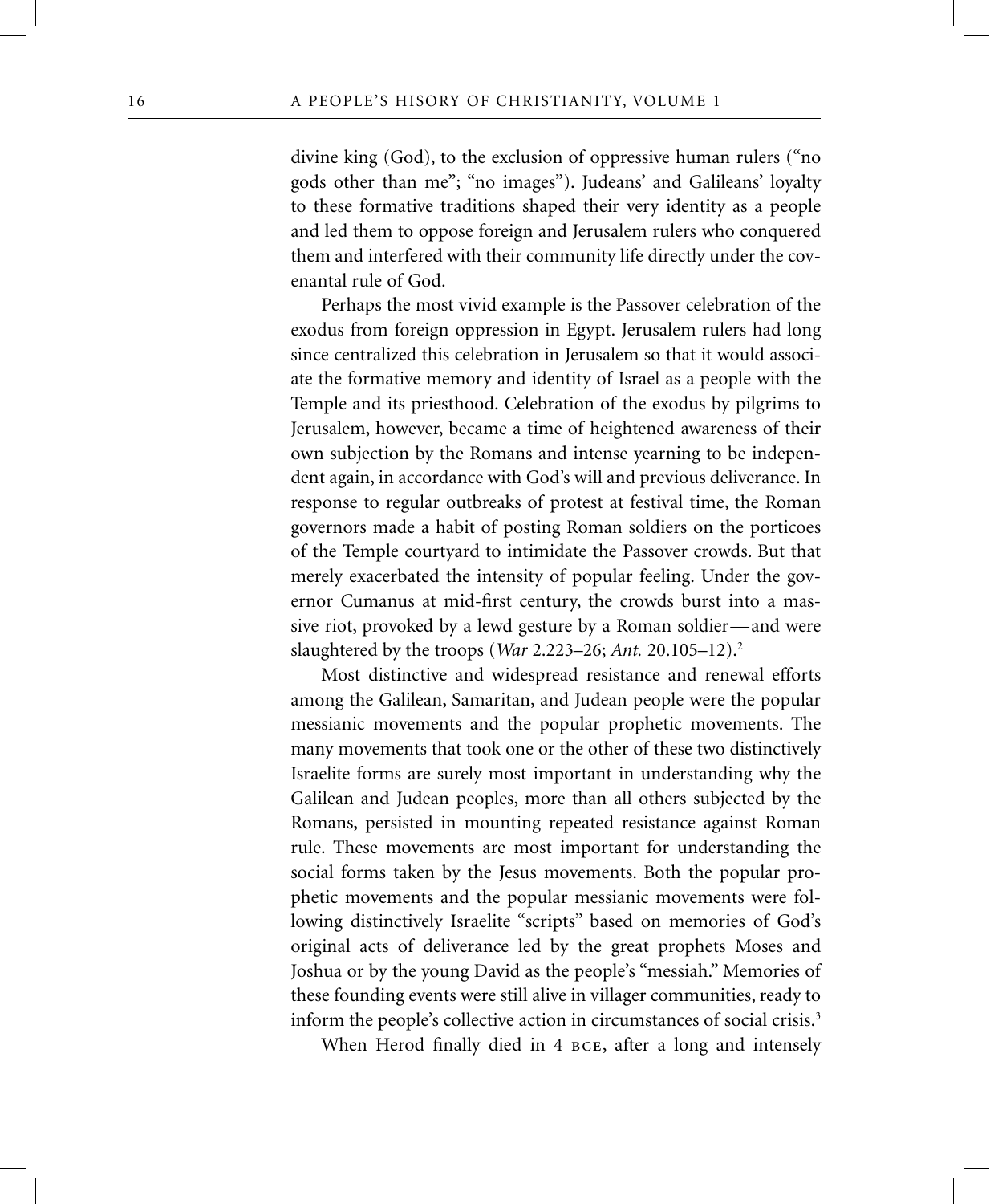divine king (God), to the exclusion of oppressive human rulers ("no gods other than me"; "no images"). Judeans' and Galileans' loyalty to these formative traditions shaped their very identity as a people and led them to oppose foreign and Jerusalem rulers who conquered them and interfered with their community life directly under the covenantal rule of God.

Perhaps the most vivid example is the Passover celebration of the exodus from foreign oppression in Egypt. Jerusalem rulers had long since centralized this celebration in Jerusalem so that it would associate the formative memory and identity of Israel as a people with the Temple and its priesthood. Celebration of the exodus by pilgrims to Jerusalem, however, became a time of heightened awareness of their own subjection by the Romans and intense yearning to be independent again, in accordance with God's will and previous deliverance. In response to regular outbreaks of protest at festival time, the Roman governors made a habit of posting Roman soldiers on the porticoes of the Temple courtyard to intimidate the Passover crowds. But that merely exacerbated the intensity of popular feeling. Under the governor Cumanus at mid-first century, the crowds burst into a massive riot, provoked by a lewd gesture by a Roman soldier—and were slaughtered by the troops (*War* 2.223–26; *Ant.* 20.105–12).[2]

Most distinctive and widespread resistance and renewal efforts among the Galilean, Samaritan, and Judean people were the popular messianic movements and the popular prophetic movements. The many movements that took one or the other of these two distinctively Israelite forms are surely most important in understanding why the Galilean and Judean peoples, more than all others subjected by the Romans, persisted in mounting repeated resistance against Roman rule. These movements are most important for understanding the social forms taken by the Jesus movements. Both the popular prophetic movements and the popular messianic movements were following distinctively Israelite "scripts" based on memories of God's original acts of deliverance led by the great prophets Moses and Joshua or by the young David as the people's "messiah." Memories of these founding events were still alive in villager communities, ready to inform the people's collective action in circumstances of social crisis.[3]

When Herod finally died in 4 BCE, after a long and intensely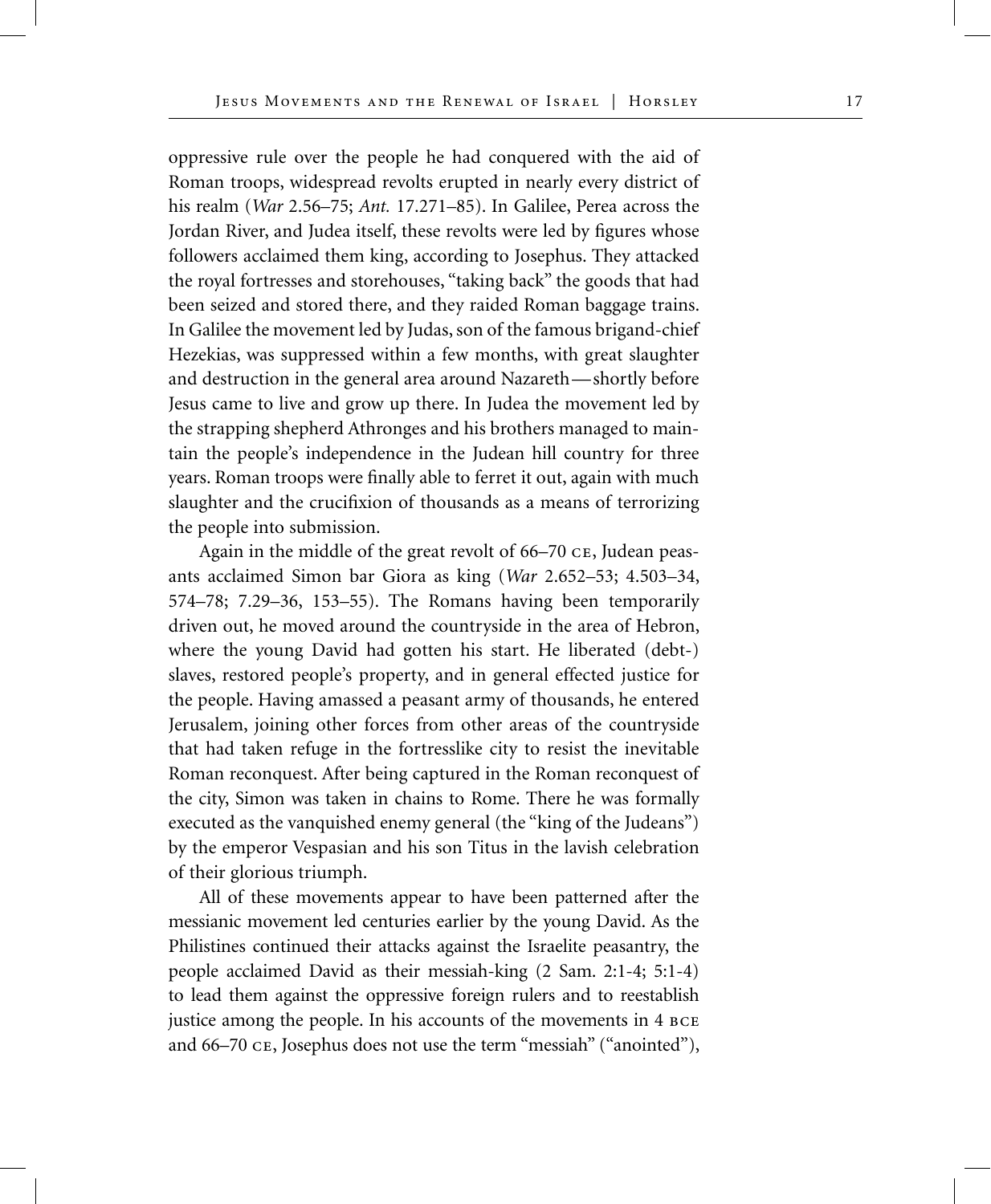oppressive rule over the people he had conquered with the aid of Roman troops, widespread revolts erupted in nearly every district of his realm (*War* 2.56–75; *Ant.* 17.271–85). In Galilee, Perea across the Jordan River, and Judea itself, these revolts were led by figures whose followers acclaimed them king, according to Josephus. They attacked the royal fortresses and storehouses, "taking back" the goods that had been seized and stored there, and they raided Roman baggage trains. In Galilee the movement led by Judas, son of the famous brigand-chief Hezekias, was suppressed within a few months, with great slaughter and destruction in the general area around Nazareth—shortly before Jesus came to live and grow up there. In Judea the movement led by the strapping shepherd Athronges and his brothers managed to maintain the people's independence in the Judean hill country for three years. Roman troops were finally able to ferret it out, again with much slaughter and the crucifixion of thousands as a means of terrorizing the people into submission.

Again in the middle of the great revolt of 66–70 CE, Judean peasants acclaimed Simon bar Giora as king (*War* 2.652–53; 4.503–34, 574–78; 7.29–36, 153–55). The Romans having been temporarily driven out, he moved around the countryside in the area of Hebron, where the young David had gotten his start. He liberated (debt-) slaves, restored people's property, and in general effected justice for the people. Having amassed a peasant army of thousands, he entered Jerusalem, joining other forces from other areas of the countryside that had taken refuge in the fortresslike city to resist the inevitable Roman reconquest. After being captured in the Roman reconquest of the city, Simon was taken in chains to Rome. There he was formally executed as the vanquished enemy general (the "king of the Judeans") by the emperor Vespasian and his son Titus in the lavish celebration of their glorious triumph.

All of these movements appear to have been patterned after the messianic movement led centuries earlier by the young David. As the Philistines continued their attacks against the Israelite peasantry, the people acclaimed David as their messiah-king (2 Sam. 2:1-4; 5:1-4) to lead them against the oppressive foreign rulers and to reestablish justice among the people. In his accounts of the movements in 4 BCE and 66–70 CE, Josephus does not use the term "messiah" ("anointed"),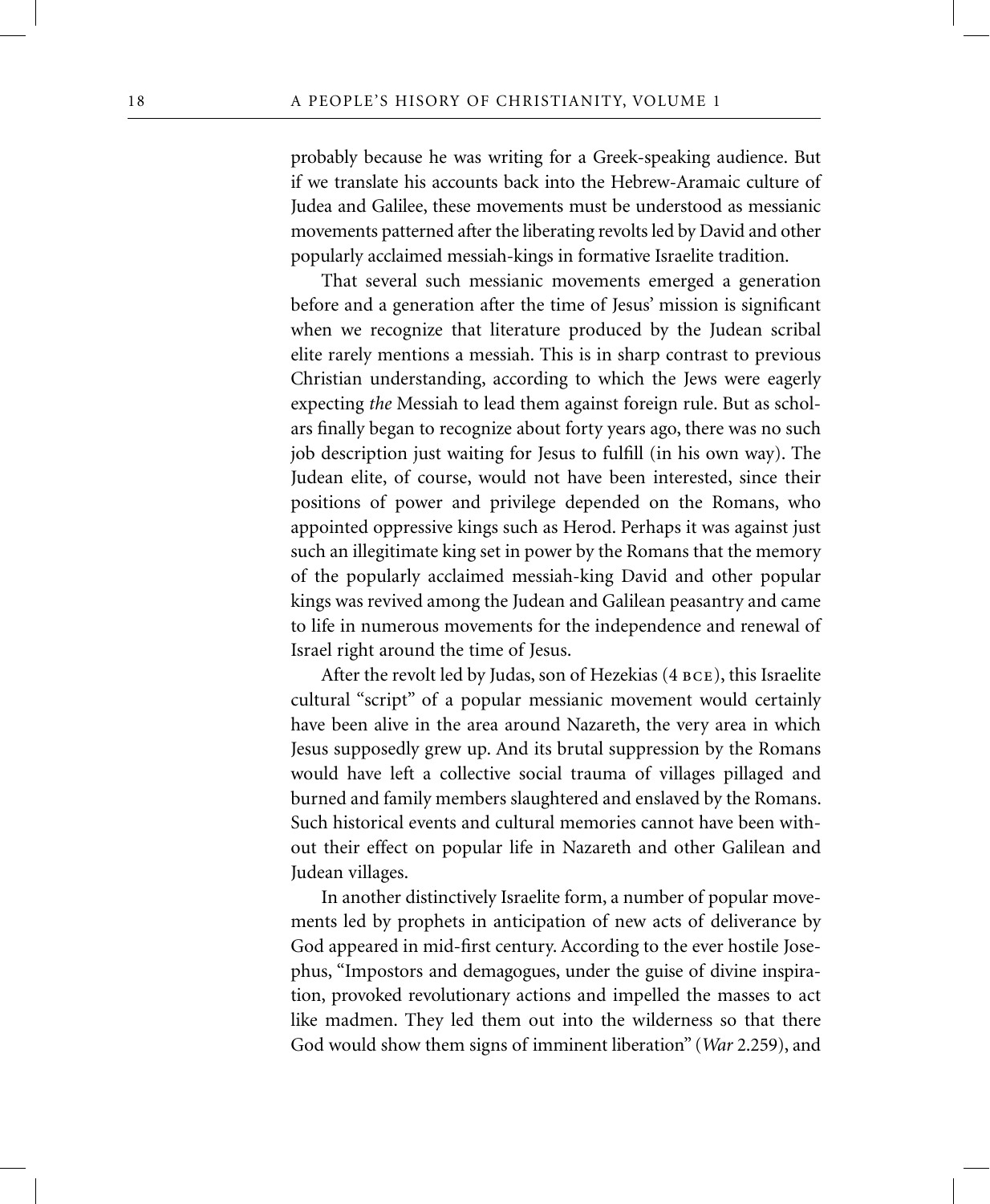probably because he was writing for a Greek-speaking audience. But if we translate his accounts back into the Hebrew-Aramaic culture of Judea and Galilee, these movements must be understood as messianic movements patterned after the liberating revolts led by David and other popularly acclaimed messiah-kings in formative Israelite tradition.

That several such messianic movements emerged a generation before and a generation after the time of Jesus' mission is significant when we recognize that literature produced by the Judean scribal elite rarely mentions a messiah. This is in sharp contrast to previous Christian understanding, according to which the Jews were eagerly expecting *the* Messiah to lead them against foreign rule. But as scholars finally began to recognize about forty years ago, there was no such job description just waiting for Jesus to fulfill (in his own way). The Judean elite, of course, would not have been interested, since their positions of power and privilege depended on the Romans, who appointed oppressive kings such as Herod. Perhaps it was against just such an illegitimate king set in power by the Romans that the memory of the popularly acclaimed messiah-king David and other popular kings was revived among the Judean and Galilean peasantry and came to life in numerous movements for the independence and renewal of Israel right around the time of Jesus.

After the revolt led by Judas, son of Hezekias (4 BCE), this Israelite cultural "script" of a popular messianic movement would certainly have been alive in the area around Nazareth, the very area in which Jesus supposedly grew up. And its brutal suppression by the Romans would have left a collective social trauma of villages pillaged and burned and family members slaughtered and enslaved by the Romans. Such historical events and cultural memories cannot have been without their effect on popular life in Nazareth and other Galilean and Judean villages.

In another distinctively Israelite form, a number of popular movements led by prophets in anticipation of new acts of deliverance by God appeared in mid-first century. According to the ever hostile Josephus, "Impostors and demagogues, under the guise of divine inspiration, provoked revolutionary actions and impelled the masses to act like madmen. They led them out into the wilderness so that there God would show them signs of imminent liberation" (*War* 2.259), and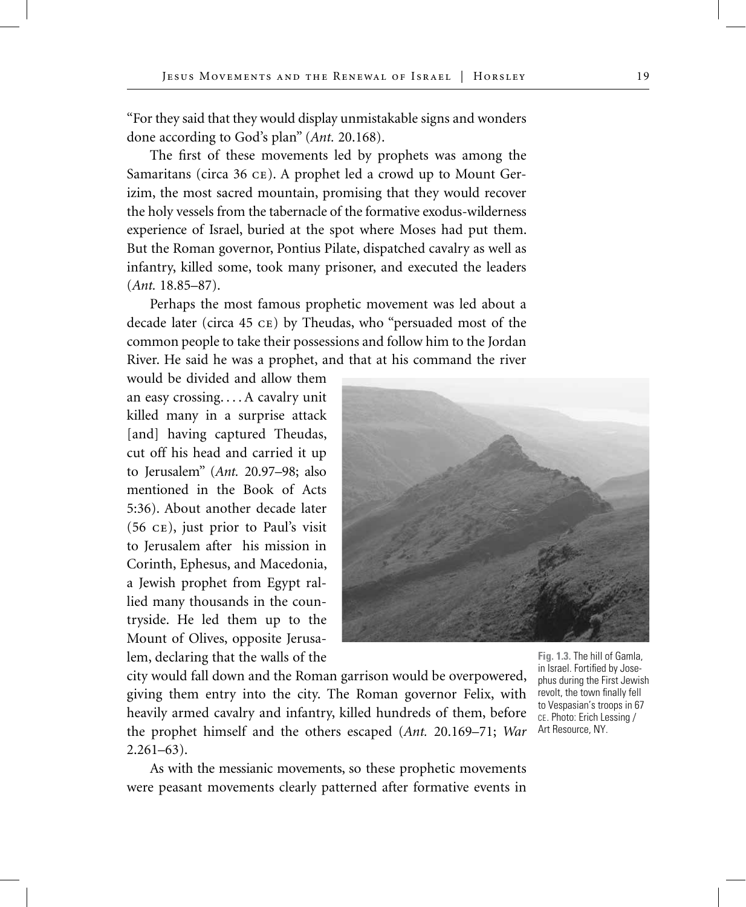"For they said that they would display unmistakable signs and wonders done according to God's plan" (*Ant.* 20.168).

The first of these movements led by prophets was among the Samaritans (circa 36 CE). A prophet led a crowd up to Mount Gerizim, the most sacred mountain, promising that they would recover the holy vessels from the tabernacle of the formative exodus-wilderness experience of Israel, buried at the spot where Moses had put them. But the Roman governor, Pontius Pilate, dispatched cavalry as well as infantry, killed some, took many prisoner, and executed the leaders (*Ant.* 18.85–87).

Perhaps the most famous prophetic movement was led about a decade later (circa 45 CE) by Theudas, who "persuaded most of the common people to take their possessions and follow him to the Jordan River. He said he was a prophet, and that at his command the river would be divided and allow them an easy crossing. . . . A cavalry unit killed many in a surprise attack [and] having captured Theudas, cut off his head and carried it up to Jerusalem" (*Ant.* 20.97–98; also mentioned in the Book of Acts 5:36). About another decade later (56 CE), just prior to Paul's visit to Jerusalem after his mission in Corinth, Ephesus, and Macedonia, a Jewish prophet from Egypt rallied many thousands in the countryside. He led them up to the Mount of Olives, opposite Jerusalem, declaring that the walls of the city would fall down and the Roman garrison would be overpowered, giving them entry into the city. The Roman governor Felix, with heavily armed cavalry and infantry, killed hundreds of them, before the prophet himself and the others escaped (*Ant.* 20.169–71; *War* 2.261–63).

**Fig. 1.3.** The hill of Gamla, in Israel. Fortified by Josephus during the First Jewish revolt, the town finally fell to Vespasian's troops in 67 CE. Photo: Erich Lessing / Art Resource, NY.

As with the messianic movements, so these prophetic movements were peasant movements clearly patterned after formative events in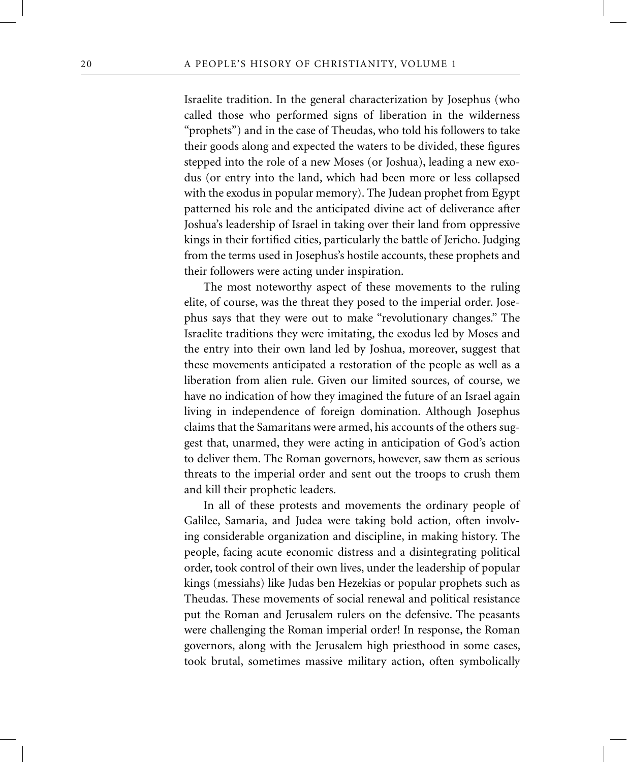Israelite tradition. In the general characterization by Josephus (who called those who performed signs of liberation in the wilderness "prophets") and in the case of Theudas, who told his followers to take their goods along and expected the waters to be divided, these figures stepped into the role of a new Moses (or Joshua), leading a new exodus (or entry into the land, which had been more or less collapsed with the exodus in popular memory). The Judean prophet from Egypt patterned his role and the anticipated divine act of deliverance after Joshua's leadership of Israel in taking over their land from oppressive kings in their fortified cities, particularly the battle of Jericho. Judging from the terms used in Josephus's hostile accounts, these prophets and their followers were acting under inspiration.

The most noteworthy aspect of these movements to the ruling elite, of course, was the threat they posed to the imperial order. Josephus says that they were out to make "revolutionary changes." The Israelite traditions they were imitating, the exodus led by Moses and the entry into their own land led by Joshua, moreover, suggest that these movements anticipated a restoration of the people as well as a liberation from alien rule. Given our limited sources, of course, we have no indication of how they imagined the future of an Israel again living in independence of foreign domination. Although Josephus claims that the Samaritans were armed, his accounts of the others suggest that, unarmed, they were acting in anticipation of God's action to deliver them. The Roman governors, however, saw them as serious threats to the imperial order and sent out the troops to crush them and kill their prophetic leaders.

In all of these protests and movements the ordinary people of Galilee, Samaria, and Judea were taking bold action, often involving considerable organization and discipline, in making history. The people, facing acute economic distress and a disintegrating political order, took control of their own lives, under the leadership of popular kings (messiahs) like Judas ben Hezekias or popular prophets such as Theudas. These movements of social renewal and political resistance put the Roman and Jerusalem rulers on the defensive. The peasants were challenging the Roman imperial order! In response, the Roman governors, along with the Jerusalem high priesthood in some cases, took brutal, sometimes massive military action, often symbolically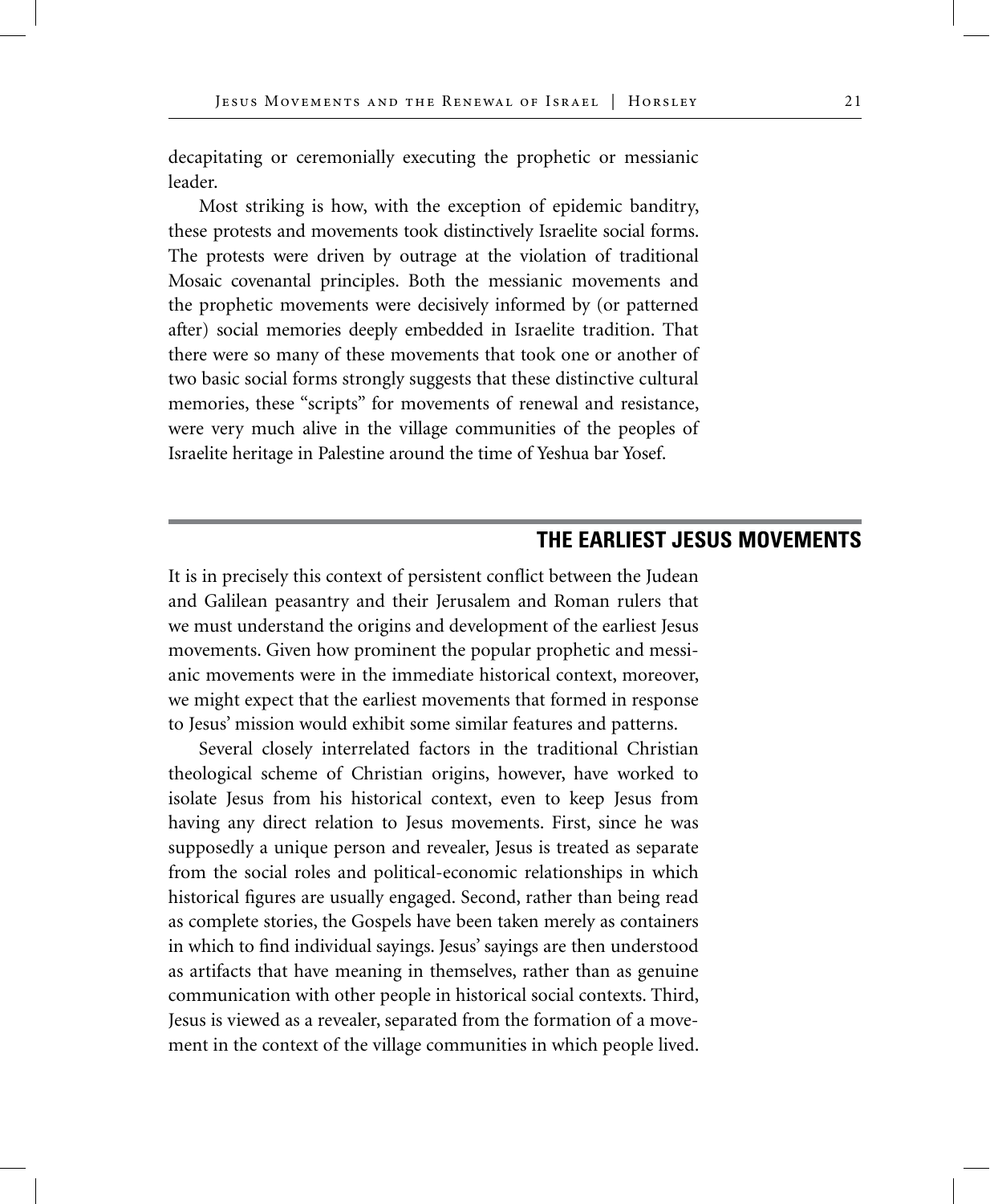decapitating or ceremonially executing the prophetic or messianic leader.

Most striking is how, with the exception of epidemic banditry, these protests and movements took distinctively Israelite social forms. The protests were driven by outrage at the violation of traditional Mosaic covenantal principles. Both the messianic movements and the prophetic movements were decisively informed by (or patterned after) social memories deeply embedded in Israelite tradition. That there were so many of these movements that took one or another of two basic social forms strongly suggests that these distinctive cultural memories, these "scripts" for movements of renewal and resistance, were very much alive in the village communities of the peoples of Israelite heritage in Palestine around the time of Yeshua bar Yosef.

## THE EARLIEST JESUS MOVEMENTS

It is in precisely this context of persistent conflict between the Judean and Galilean peasantry and their Jerusalem and Roman rulers that we must understand the origins and development of the earliest Jesus movements. Given how prominent the popular prophetic and messianic movements were in the immediate historical context, moreover, we might expect that the earliest movements that formed in response to Jesus' mission would exhibit some similar features and patterns.

Several closely interrelated factors in the traditional Christian theological scheme of Christian origins, however, have worked to isolate Jesus from his historical context, even to keep Jesus from having any direct relation to Jesus movements. First, since he was supposedly a unique person and revealer, Jesus is treated as separate from the social roles and political-economic relationships in which historical figures are usually engaged. Second, rather than being read as complete stories, the Gospels have been taken merely as containers in which to find individual sayings. Jesus' sayings are then understood as artifacts that have meaning in themselves, rather than as genuine communication with other people in historical social contexts. Third, Jesus is viewed as a revealer, separated from the formation of a movement in the context of the village communities in which people lived.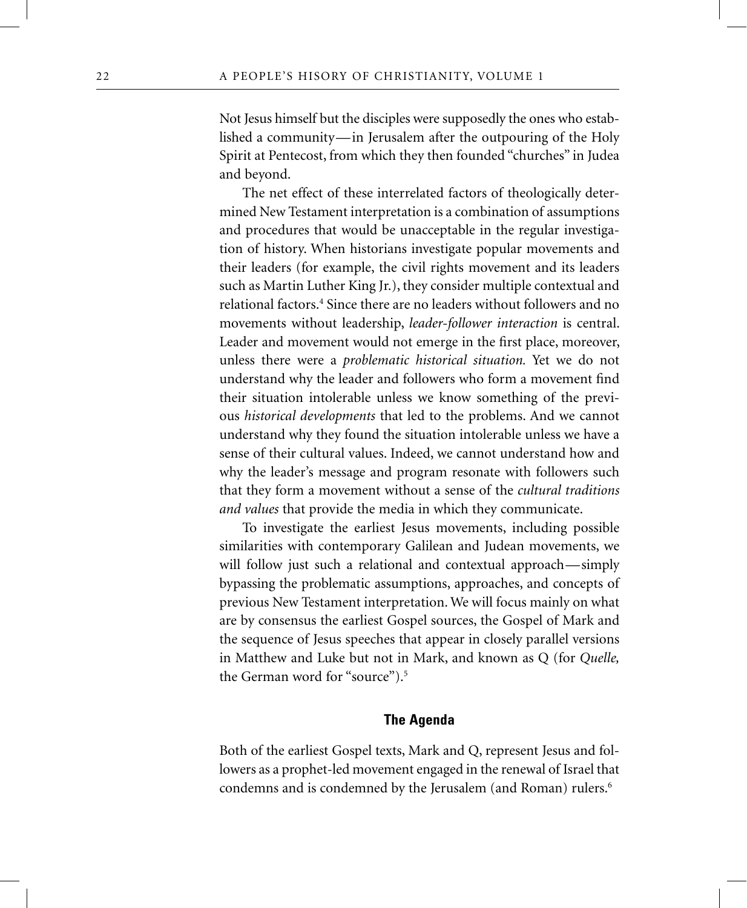Not Jesus himself but the disciples were supposedly the ones who established a community—in Jerusalem after the outpouring of the Holy Spirit at Pentecost, from which they then founded "churches" in Judea and beyond.

The net effect of these interrelated factors of theologically determined New Testament interpretation is a combination of assumptions and procedures that would be unacceptable in the regular investigation of history. When historians investigate popular movements and their leaders (for example, the civil rights movement and its leaders such as Martin Luther King Jr.), they consider multiple contextual and relational factors.[4] Since there are no leaders without followers and no movements without leadership, *leader-follower interaction* is central. Leader and movement would not emerge in the first place, moreover, unless there were a *problematic historical situation.* Yet we do not understand why the leader and followers who form a movement find their situation intolerable unless we know something of the previous *historical developments* that led to the problems. And we cannot understand why they found the situation intolerable unless we have a sense of their cultural values. Indeed, we cannot understand how and why the leader's message and program resonate with followers such that they form a movement without a sense of the *cultural traditions and values* that provide the media in which they communicate.

To investigate the earliest Jesus movements, including possible similarities with contemporary Galilean and Judean movements, we will follow just such a relational and contextual approach—simply bypassing the problematic assumptions, approaches, and concepts of previous New Testament interpretation. We will focus mainly on what are by consensus the earliest Gospel sources, the Gospel of Mark and the sequence of Jesus speeches that appear in closely parallel versions in Matthew and Luke but not in Mark, and known as Q (for *Quelle,* the German word for "source").[5]

## The Agenda

Both of the earliest Gospel texts, Mark and Q, represent Jesus and followers as a prophet-led movement engaged in the renewal of Israel that condemns and is condemned by the Jerusalem (and Roman) rulers.[6]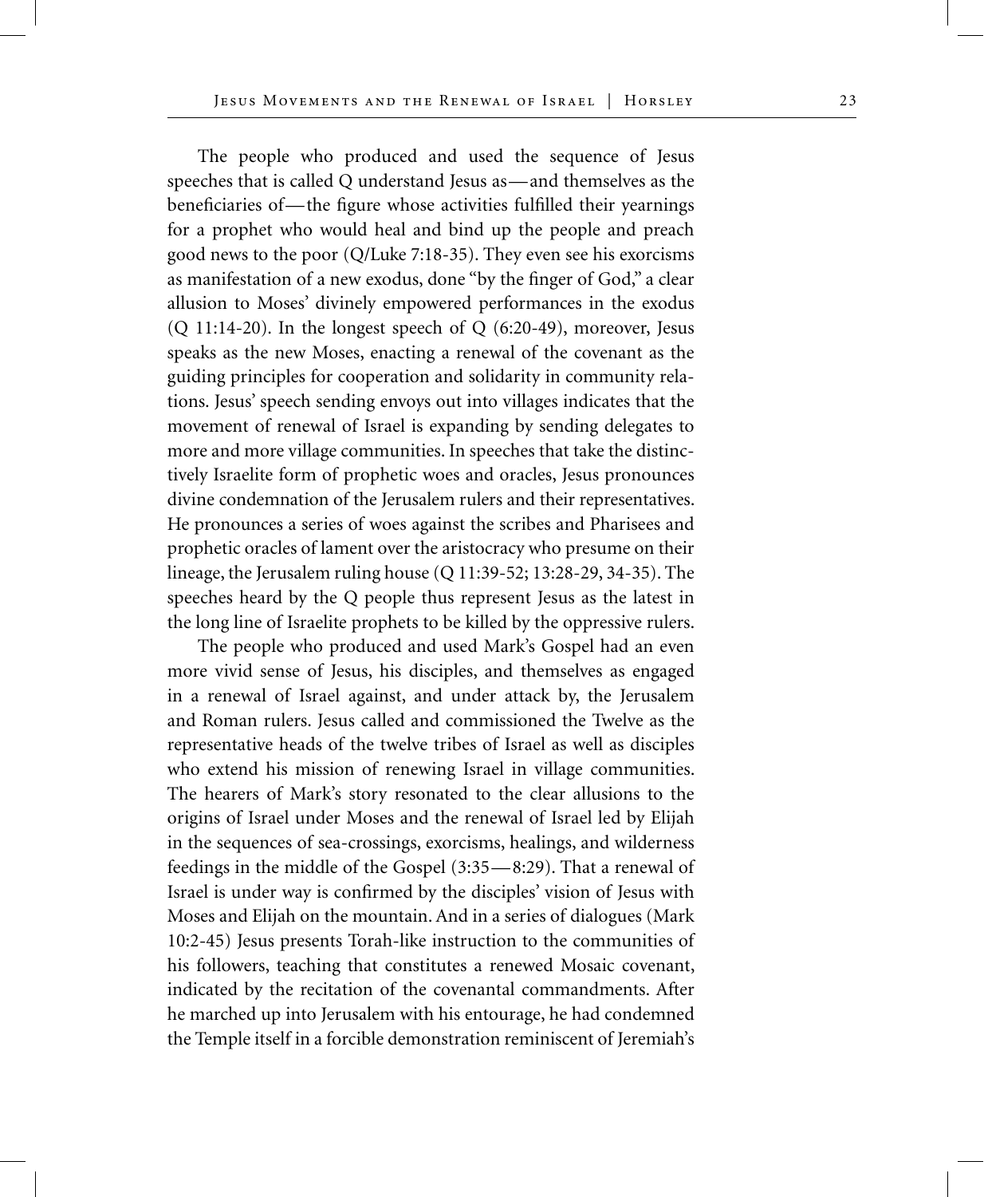The people who produced and used the sequence of Jesus speeches that is called Q understand Jesus as—and themselves as the beneficiaries of—the figure whose activities fulfilled their yearnings for a prophet who would heal and bind up the people and preach good news to the poor (Q/Luke 7:18-35). They even see his exorcisms as manifestation of a new exodus, done "by the finger of God," a clear allusion to Moses' divinely empowered performances in the exodus (Q 11:14-20). In the longest speech of Q (6:20-49), moreover, Jesus speaks as the new Moses, enacting a renewal of the covenant as the guiding principles for cooperation and solidarity in community relations. Jesus' speech sending envoys out into villages indicates that the movement of renewal of Israel is expanding by sending delegates to more and more village communities. In speeches that take the distinctively Israelite form of prophetic woes and oracles, Jesus pronounces divine condemnation of the Jerusalem rulers and their representatives. He pronounces a series of woes against the scribes and Pharisees and prophetic oracles of lament over the aristocracy who presume on their lineage, the Jerusalem ruling house (Q 11:39-52; 13:28-29, 34-35). The speeches heard by the Q people thus represent Jesus as the latest in the long line of Israelite prophets to be killed by the oppressive rulers.

The people who produced and used Mark's Gospel had an even more vivid sense of Jesus, his disciples, and themselves as engaged in a renewal of Israel against, and under attack by, the Jerusalem and Roman rulers. Jesus called and commissioned the Twelve as the representative heads of the twelve tribes of Israel as well as disciples who extend his mission of renewing Israel in village communities. The hearers of Mark's story resonated to the clear allusions to the origins of Israel under Moses and the renewal of Israel led by Elijah in the sequences of sea-crossings, exorcisms, healings, and wilderness feedings in the middle of the Gospel (3:35—8:29). That a renewal of Israel is under way is confirmed by the disciples' vision of Jesus with Moses and Elijah on the mountain. And in a series of dialogues (Mark 10:2-45) Jesus presents Torah-like instruction to the communities of his followers, teaching that constitutes a renewed Mosaic covenant, indicated by the recitation of the covenantal commandments. After he marched up into Jerusalem with his entourage, he had condemned the Temple itself in a forcible demonstration reminiscent of Jeremiah's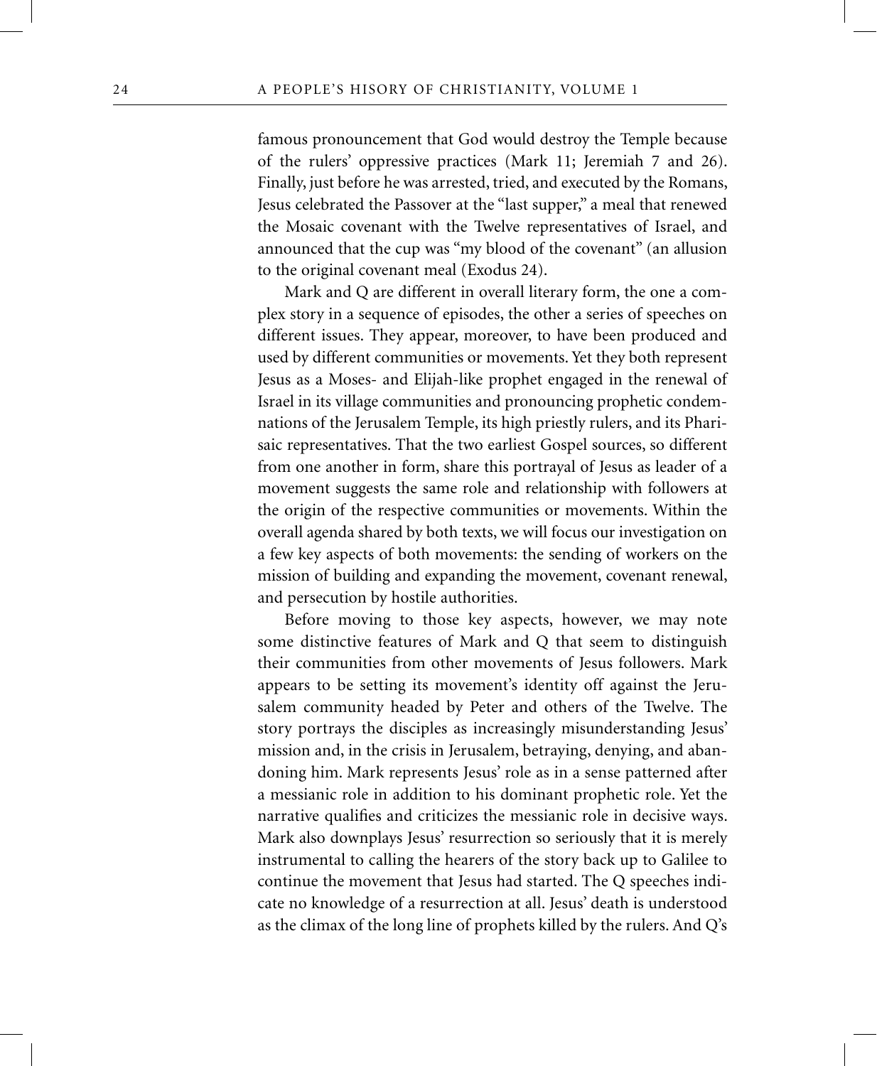famous pronouncement that God would destroy the Temple because of the rulers' oppressive practices (Mark 11; Jeremiah 7 and 26). Finally, just before he was arrested, tried, and executed by the Romans, Jesus celebrated the Passover at the "last supper," a meal that renewed the Mosaic covenant with the Twelve representatives of Israel, and announced that the cup was "my blood of the covenant" (an allusion to the original covenant meal (Exodus 24).

Mark and Q are different in overall literary form, the one a complex story in a sequence of episodes, the other a series of speeches on different issues. They appear, moreover, to have been produced and used by different communities or movements. Yet they both represent Jesus as a Moses- and Elijah-like prophet engaged in the renewal of Israel in its village communities and pronouncing prophetic condemnations of the Jerusalem Temple, its high priestly rulers, and its Pharisaic representatives. That the two earliest Gospel sources, so different from one another in form, share this portrayal of Jesus as leader of a movement suggests the same role and relationship with followers at the origin of the respective communities or movements. Within the overall agenda shared by both texts, we will focus our investigation on a few key aspects of both movements: the sending of workers on the mission of building and expanding the movement, covenant renewal, and persecution by hostile authorities.

Before moving to those key aspects, however, we may note some distinctive features of Mark and Q that seem to distinguish their communities from other movements of Jesus followers. Mark appears to be setting its movement's identity off against the Jerusalem community headed by Peter and others of the Twelve. The story portrays the disciples as increasingly misunderstanding Jesus' mission and, in the crisis in Jerusalem, betraying, denying, and abandoning him. Mark represents Jesus' role as in a sense patterned after a messianic role in addition to his dominant prophetic role. Yet the narrative qualifies and criticizes the messianic role in decisive ways. Mark also downplays Jesus' resurrection so seriously that it is merely instrumental to calling the hearers of the story back up to Galilee to continue the movement that Jesus had started. The Q speeches indicate no knowledge of a resurrection at all. Jesus' death is understood as the climax of the long line of prophets killed by the rulers. And Q's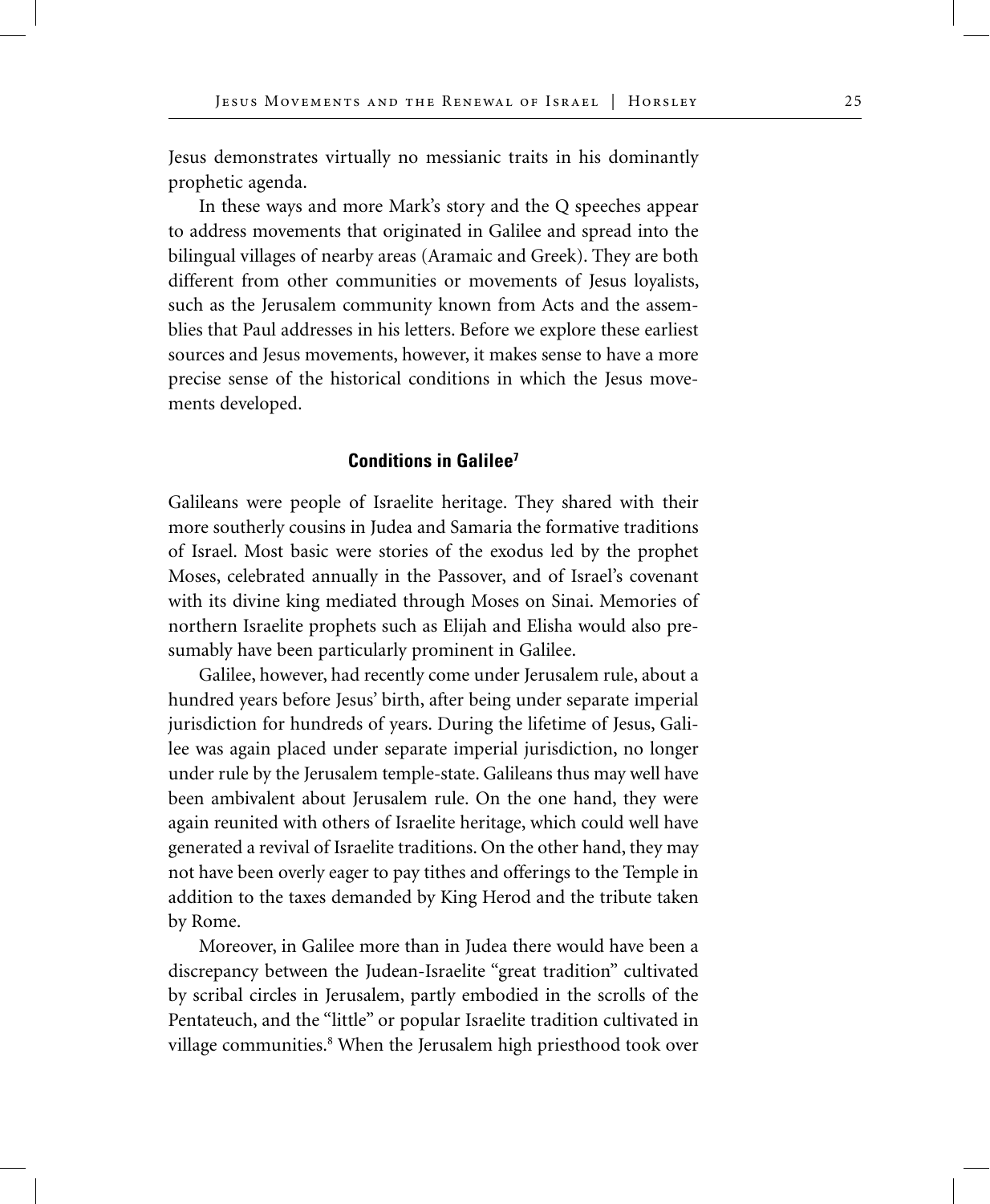Jesus demonstrates virtually no messianic traits in his dominantly prophetic agenda.

In these ways and more Mark's story and the Q speeches appear to address movements that originated in Galilee and spread into the bilingual villages of nearby areas (Aramaic and Greek). They are both different from other communities or movements of Jesus loyalists, such as the Jerusalem community known from Acts and the assemblies that Paul addresses in his letters. Before we explore these earliest sources and Jesus movements, however, it makes sense to have a more precise sense of the historical conditions in which the Jesus movements developed.

### Conditions in Galilee[7]

Galileans were people of Israelite heritage. They shared with their more southerly cousins in Judea and Samaria the formative traditions of Israel. Most basic were stories of the exodus led by the prophet Moses, celebrated annually in the Passover, and of Israel's covenant with its divine king mediated through Moses on Sinai. Memories of northern Israelite prophets such as Elijah and Elisha would also presumably have been particularly prominent in Galilee.

Galilee, however, had recently come under Jerusalem rule, about a hundred years before Jesus' birth, after being under separate imperial jurisdiction for hundreds of years. During the lifetime of Jesus, Galilee was again placed under separate imperial jurisdiction, no longer under rule by the Jerusalem temple-state. Galileans thus may well have been ambivalent about Jerusalem rule. On the one hand, they were again reunited with others of Israelite heritage, which could well have generated a revival of Israelite traditions. On the other hand, they may not have been overly eager to pay tithes and offerings to the Temple in addition to the taxes demanded by King Herod and the tribute taken by Rome.

Moreover, in Galilee more than in Judea there would have been a discrepancy between the Judean-Israelite "great tradition" cultivated by scribal circles in Jerusalem, partly embodied in the scrolls of the Pentateuch, and the "little" or popular Israelite tradition cultivated in village communities.[8] When the Jerusalem high priesthood took over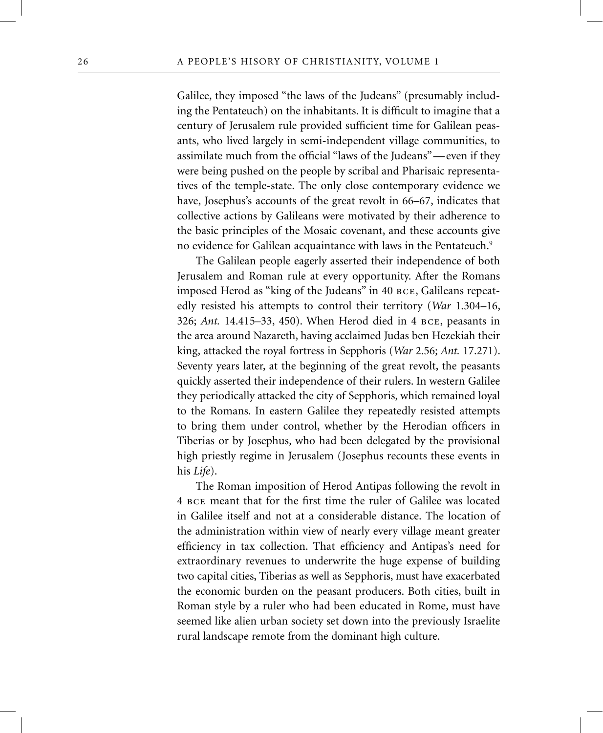Galilee, they imposed "the laws of the Judeans" (presumably including the Pentateuch) on the inhabitants. It is difficult to imagine that a century of Jerusalem rule provided sufficient time for Galilean peasants, who lived largely in semi-independent village communities, to assimilate much from the official "laws of the Judeans"—even if they were being pushed on the people by scribal and Pharisaic representatives of the temple-state. The only close contemporary evidence we have, Josephus's accounts of the great revolt in 66–67, indicates that collective actions by Galileans were motivated by their adherence to the basic principles of the Mosaic covenant, and these accounts give no evidence for Galilean acquaintance with laws in the Pentateuch.[9]

The Galilean people eagerly asserted their independence of both Jerusalem and Roman rule at every opportunity. After the Romans imposed Herod as "king of the Judeans" in 40 BCE, Galileans repeatedly resisted his attempts to control their territory (*War* 1.304–16, 326; *Ant.* 14.415–33, 450). When Herod died in 4 BCE, peasants in the area around Nazareth, having acclaimed Judas ben Hezekiah their king, attacked the royal fortress in Sepphoris (*War* 2.56; *Ant.* 17.271). Seventy years later, at the beginning of the great revolt, the peasants quickly asserted their independence of their rulers. In western Galilee they periodically attacked the city of Sepphoris, which remained loyal to the Romans. In eastern Galilee they repeatedly resisted attempts to bring them under control, whether by the Herodian officers in Tiberias or by Josephus, who had been delegated by the provisional high priestly regime in Jerusalem (Josephus recounts these events in his *Life*).

The Roman imposition of Herod Antipas following the revolt in 4 BCE meant that for the first time the ruler of Galilee was located in Galilee itself and not at a considerable distance. The location of the administration within view of nearly every village meant greater efficiency in tax collection. That efficiency and Antipas's need for extraordinary revenues to underwrite the huge expense of building two capital cities, Tiberias as well as Sepphoris, must have exacerbated the economic burden on the peasant producers. Both cities, built in Roman style by a ruler who had been educated in Rome, must have seemed like alien urban society set down into the previously Israelite rural landscape remote from the dominant high culture.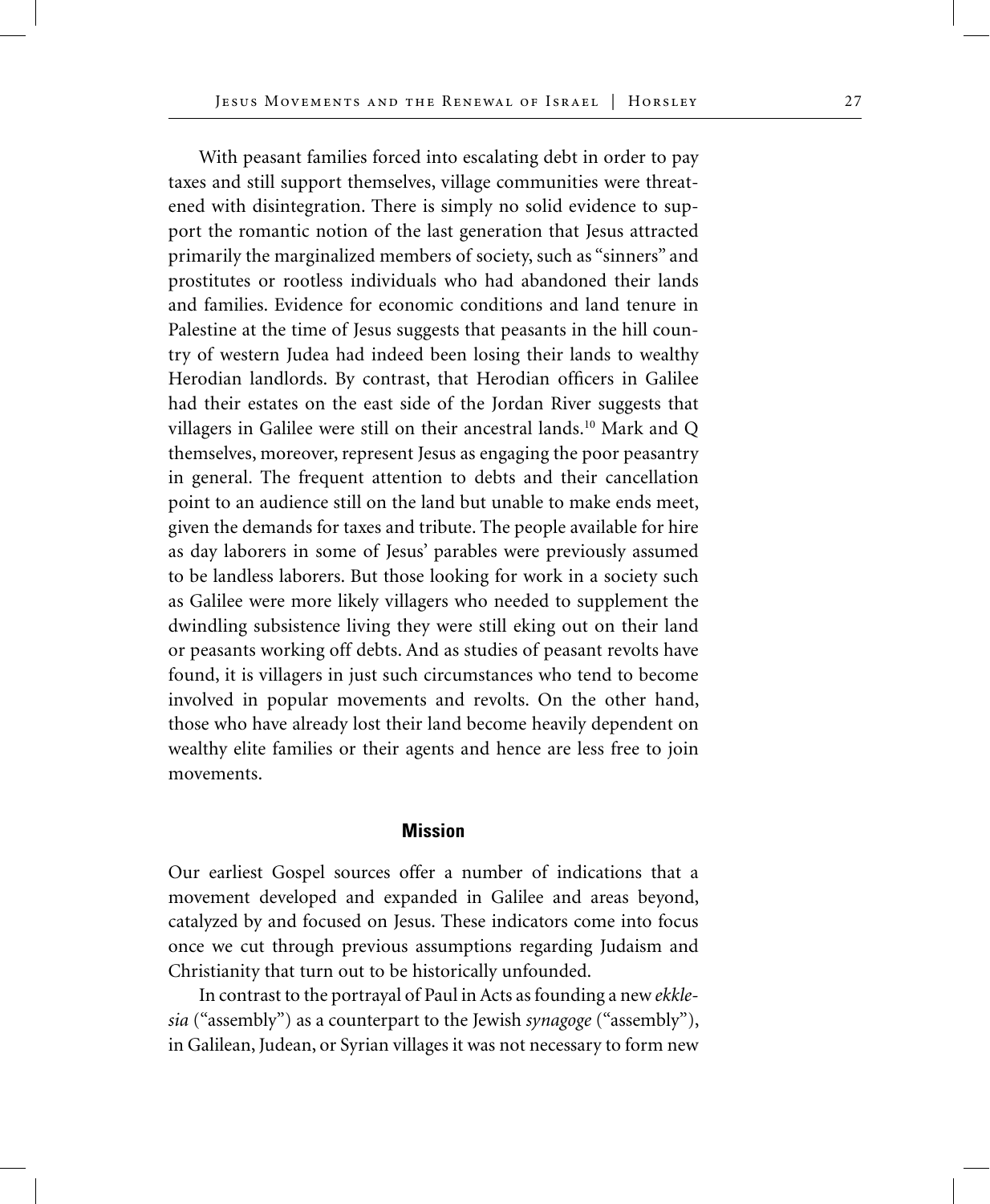With peasant families forced into escalating debt in order to pay taxes and still support themselves, village communities were threatened with disintegration. There is simply no solid evidence to support the romantic notion of the last generation that Jesus attracted primarily the marginalized members of society, such as "sinners" and prostitutes or rootless individuals who had abandoned their lands and families. Evidence for economic conditions and land tenure in Palestine at the time of Jesus suggests that peasants in the hill country of western Judea had indeed been losing their lands to wealthy Herodian landlords. By contrast, that Herodian officers in Galilee had their estates on the east side of the Jordan River suggests that villagers in Galilee were still on their ancestral lands.[10] Mark and Q themselves, moreover, represent Jesus as engaging the poor peasantry in general. The frequent attention to debts and their cancellation point to an audience still on the land but unable to make ends meet, given the demands for taxes and tribute. The people available for hire as day laborers in some of Jesus' parables were previously assumed to be landless laborers. But those looking for work in a society such as Galilee were more likely villagers who needed to supplement the dwindling subsistence living they were still eking out on their land or peasants working off debts. And as studies of peasant revolts have found, it is villagers in just such circumstances who tend to become involved in popular movements and revolts. On the other hand, those who have already lost their land become heavily dependent on wealthy elite families or their agents and hence are less free to join movements.

## Mission

Our earliest Gospel sources offer a number of indications that a movement developed and expanded in Galilee and areas beyond, catalyzed by and focused on Jesus. These indicators come into focus once we cut through previous assumptions regarding Judaism and Christianity that turn out to be historically unfounded.

In contrast to the portrayal of Paul in Acts as founding a new *ekklesia* ("assembly") as a counterpart to the Jewish *synagoge* ("assembly"), in Galilean, Judean, or Syrian villages it was not necessary to form new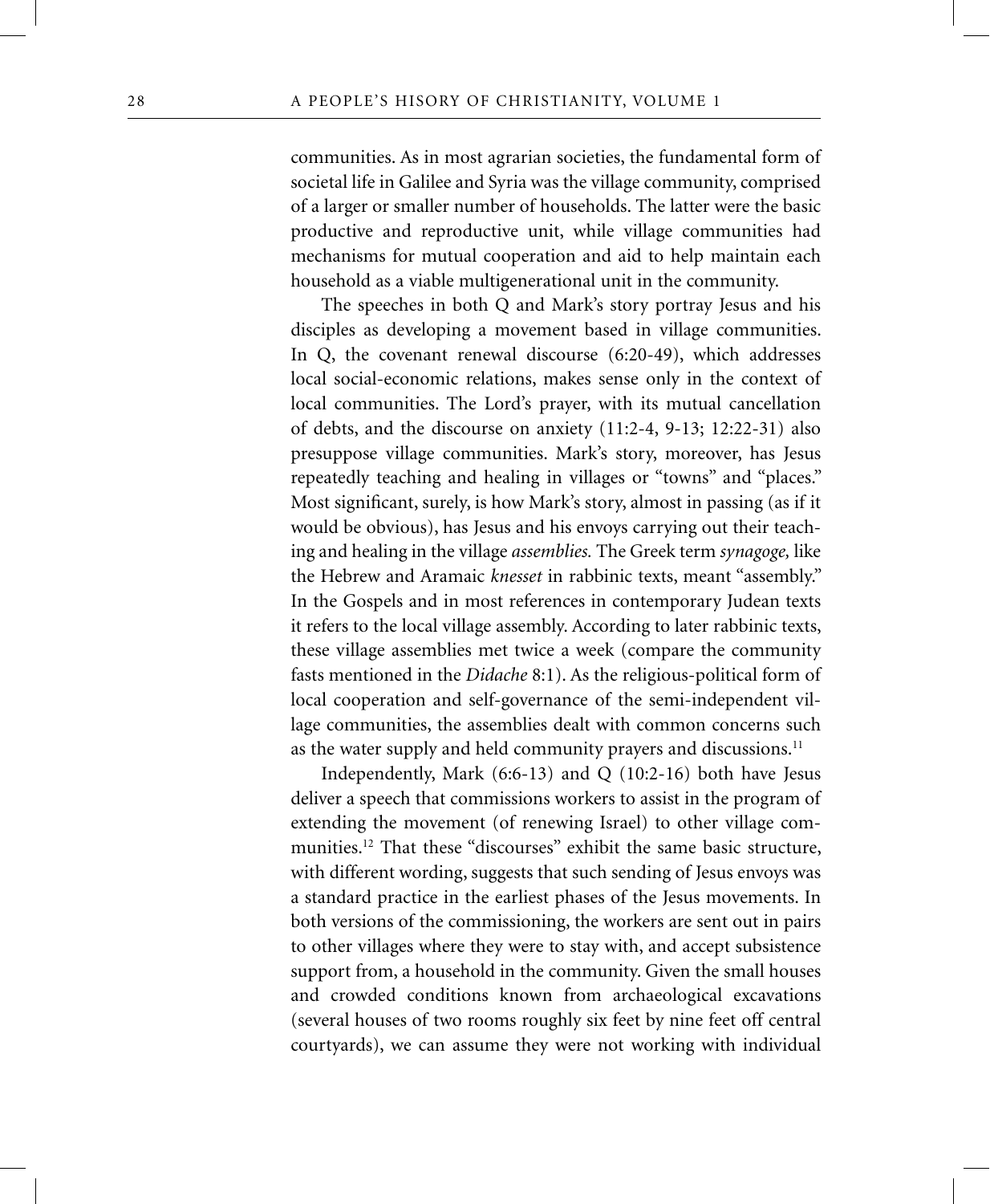communities. As in most agrarian societies, the fundamental form of societal life in Galilee and Syria was the village community, comprised of a larger or smaller number of households. The latter were the basic productive and reproductive unit, while village communities had mechanisms for mutual cooperation and aid to help maintain each household as a viable multigenerational unit in the community.

The speeches in both Q and Mark's story portray Jesus and his disciples as developing a movement based in village communities. In Q, the covenant renewal discourse (6:20-49), which addresses local social-economic relations, makes sense only in the context of local communities. The Lord's prayer, with its mutual cancellation of debts, and the discourse on anxiety (11:2-4, 9-13; 12:22-31) also presuppose village communities. Mark's story, moreover, has Jesus repeatedly teaching and healing in villages or "towns" and "places." Most significant, surely, is how Mark's story, almost in passing (as if it would be obvious), has Jesus and his envoys carrying out their teaching and healing in the village *assemblies.* The Greek term *synagoge,* like the Hebrew and Aramaic *knesset* in rabbinic texts, meant "assembly." In the Gospels and in most references in contemporary Judean texts it refers to the local village assembly. According to later rabbinic texts, these village assemblies met twice a week (compare the community fasts mentioned in the *Didache* 8:1). As the religious-political form of local cooperation and self-governance of the semi-independent village communities, the assemblies dealt with common concerns such as the water supply and held community prayers and discussions.[11]

Independently, Mark (6:6-13) and Q (10:2-16) both have Jesus deliver a speech that commissions workers to assist in the program of extending the movement (of renewing Israel) to other village communities.[12] That these "discourses" exhibit the same basic structure, with different wording, suggests that such sending of Jesus envoys was a standard practice in the earliest phases of the Jesus movements. In both versions of the commissioning, the workers are sent out in pairs to other villages where they were to stay with, and accept subsistence support from, a household in the community. Given the small houses and crowded conditions known from archaeological excavations (several houses of two rooms roughly six feet by nine feet off central courtyards), we can assume they were not working with individual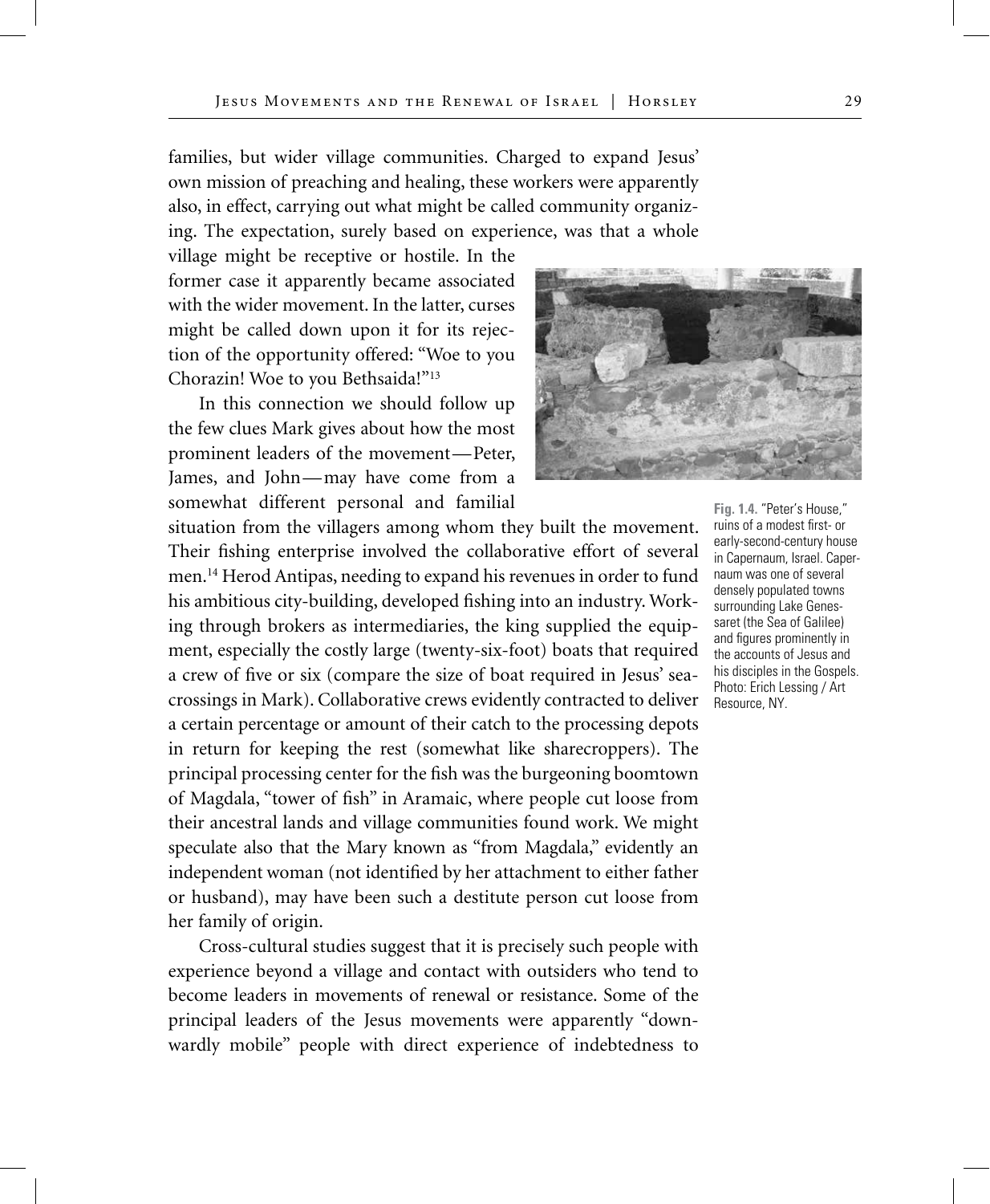families, but wider village communities. Charged to expand Jesus' own mission of preaching and healing, these workers were apparently also, in effect, carrying out what might be called community organizing. The expectation, surely based on experience, was that a whole village might be receptive or hostile. In the former case it apparently became associated with the wider movement. In the latter, curses might be called down upon it for its rejection of the opportunity offered: "Woe to you Chorazin! Woe to you Bethsaida!"[13]

In this connection we should follow up the few clues Mark gives about how the most prominent leaders of the movement—Peter, James, and John—may have come from a somewhat different personal and familial situation from the villagers among whom they built the movement. Their fishing enterprise involved the collaborative effort of several men.[14] Herod Antipas, needing to expand his revenues in order to fund his ambitious city-building, developed fishing into an industry. Working through brokers as intermediaries, the king supplied the equipment, especially the costly large (twenty-six-foot) boats that required a crew of five or six (compare the size of boat required in Jesus' sea-crossings in Mark). Collaborative crews evidently contracted to deliver a certain percentage or amount of their catch to the processing depots in return for keeping the rest (somewhat like sharecroppers). The principal processing center for the fish was the burgeoning boomtown of Magdala, "tower of fish" in Aramaic, where people cut loose from their ancestral lands and village communities found work. We might speculate also that the Mary known as "from Magdala," evidently an independent woman (not identified by her attachment to either father or husband), may have been such a destitute person cut loose from her family of origin.

**Fig. 1.4.** "Peter's House," ruins of a modest first- or early-second-century house in Capernaum, Israel. Capernaum was one of several densely populated towns surrounding Lake Genessaret (the Sea of Galilee) and figures prominently in the accounts of Jesus and his disciples in the Gospels. Photo: Erich Lessing / Art Resource, NY.

Cross-cultural studies suggest that it is precisely such people with experience beyond a village and contact with outsiders who tend to become leaders in movements of renewal or resistance. Some of the principal leaders of the Jesus movements were apparently "downwardly mobile" people with direct experience of indebtedness to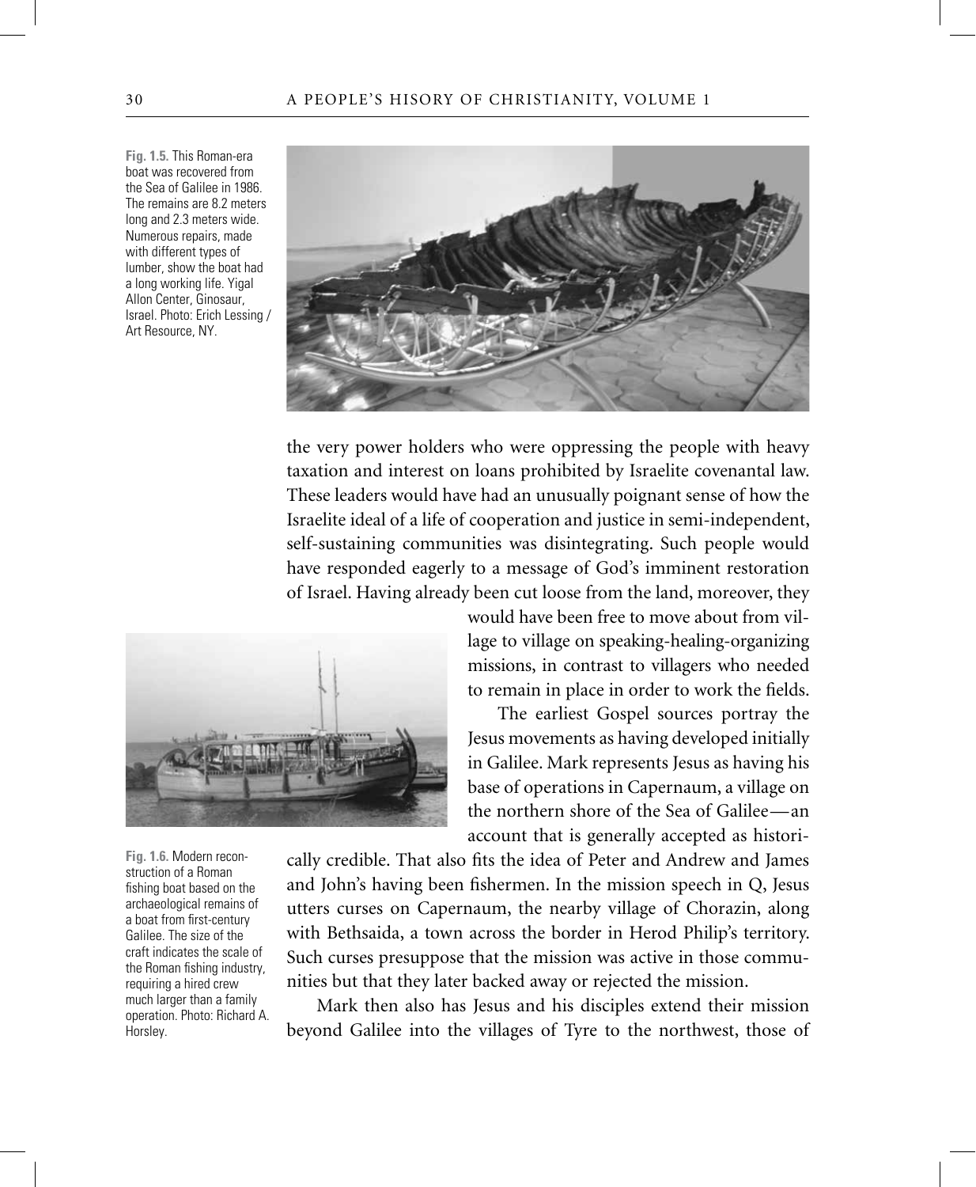Fig. 1.5. This Roman-era boat was recovered from the Sea of Galilee in 1986. The remains are 8.2 meters long and 2.3 meters wide. Numerous repairs, made with different types of lumber, show the boat had a long working life. Yigal Allon Center, Ginosaur, Israel. Photo: Erich Lessing / Art Resource, NY.

the very power holders who were oppressing the people with heavy taxation and interest on loans prohibited by Israelite covenantal law. These leaders would have had an unusually poignant sense of how the Israelite ideal of a life of cooperation and justice in semi-independent, self-sustaining communities was disintegrating. Such people would have responded eagerly to a message of God's imminent restoration of Israel. Having already been cut loose from the land, moreover, they would have been free to move about from village to village on speaking-healing-organizing missions, in contrast to villagers who needed to remain in place in order to work the fields.

Fig. 1.6. Modern reconstruction of a Roman fishing boat based on the archaeological remains of a boat from first-century Galilee. The size of the craft indicates the scale of the Roman fishing industry, requiring a hired crew much larger than a family operation. Photo: Richard A. Horsley.

The earliest Gospel sources portray the Jesus movements as having developed initially in Galilee. Mark represents Jesus as having his base of operations in Capernaum, a village on the northern shore of the Sea of Galilee—an account that is generally accepted as historically credible. That also fits the idea of Peter and Andrew and James and John's having been fishermen. In the mission speech in Q, Jesus utters curses on Capernaum, the nearby village of Chorazin, along with Bethsaida, a town across the border in Herod Philip's territory. Such curses presuppose that the mission was active in those communities but that they later backed away or rejected the mission.

Mark then also has Jesus and his disciples extend their mission beyond Galilee into the villages of Tyre to the northwest, those of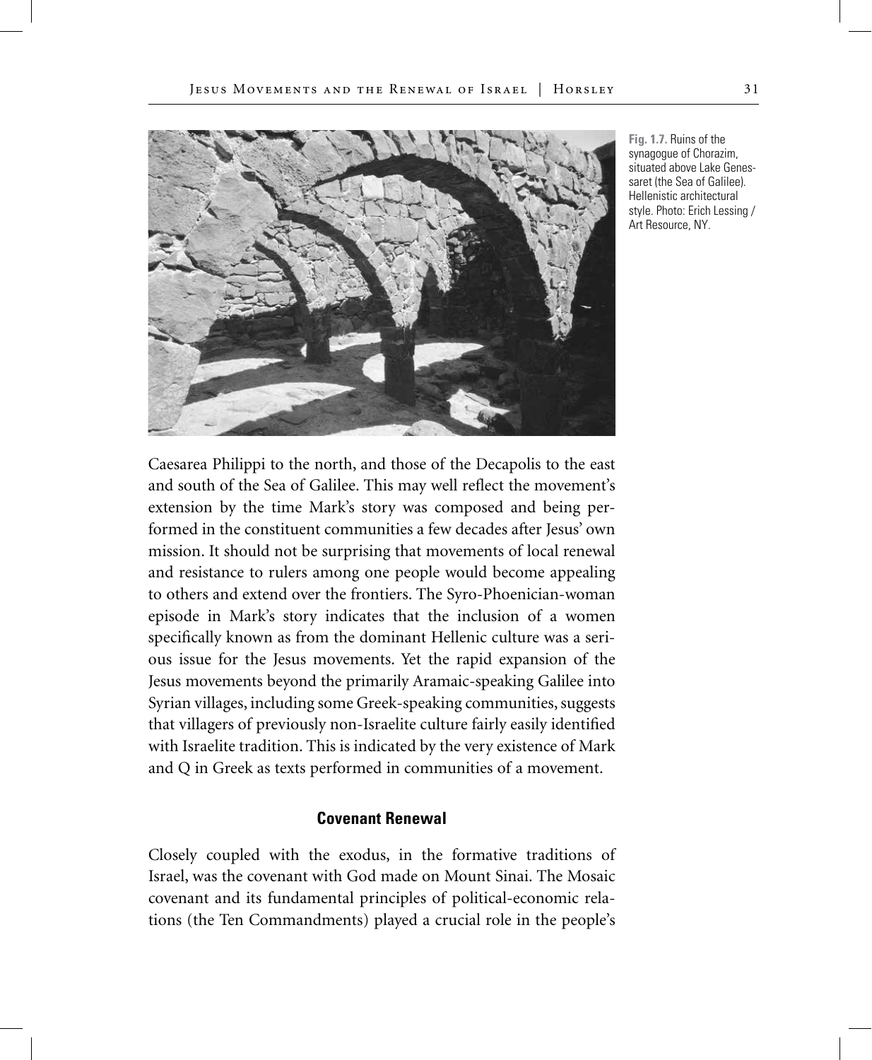**Fig. 1.7.** Ruins of the synagogue of Chorazim, situated above Lake Genessaret (the Sea of Galilee). Hellenistic architectural style. Photo: Erich Lessing / Art Resource, NY.

Caesarea Philippi to the north, and those of the Decapolis to the east and south of the Sea of Galilee. This may well reflect the movement's extension by the time Mark's story was composed and being performed in the constituent communities a few decades after Jesus' own mission. It should not be surprising that movements of local renewal and resistance to rulers among one people would become appealing to others and extend over the frontiers. The Syro-Phoenician-woman episode in Mark's story indicates that the inclusion of a women specifically known as from the dominant Hellenic culture was a serious issue for the Jesus movements. Yet the rapid expansion of the Jesus movements beyond the primarily Aramaic-speaking Galilee into Syrian villages, including some Greek-speaking communities, suggests that villagers of previously non-Israelite culture fairly easily identified with Israelite tradition. This is indicated by the very existence of Mark and Q in Greek as texts performed in communities of a movement.

### Covenant Renewal

Closely coupled with the exodus, in the formative traditions of Israel, was the covenant with God made on Mount Sinai. The Mosaic covenant and its fundamental principles of political-economic relations (the Ten Commandments) played a crucial role in the people's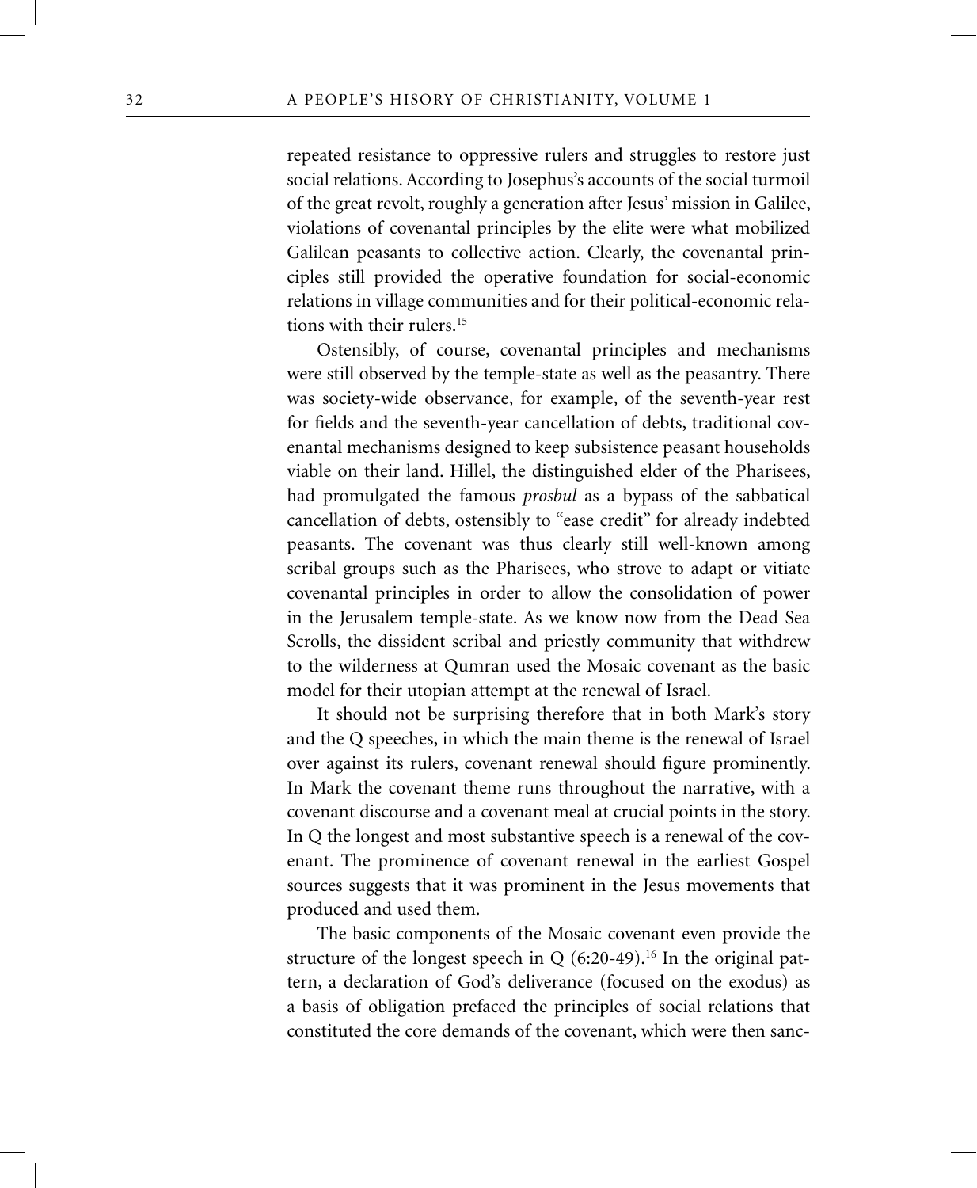repeated resistance to oppressive rulers and struggles to restore just social relations. According to Josephus's accounts of the social turmoil of the great revolt, roughly a generation after Jesus' mission in Galilee, violations of covenantal principles by the elite were what mobilized Galilean peasants to collective action. Clearly, the covenantal principles still provided the operative foundation for social-economic relations in village communities and for their political-economic relations with their rulers.[15]

Ostensibly, of course, covenantal principles and mechanisms were still observed by the temple-state as well as the peasantry. There was society-wide observance, for example, of the seventh-year rest for fields and the seventh-year cancellation of debts, traditional covenantal mechanisms designed to keep subsistence peasant households viable on their land. Hillel, the distinguished elder of the Pharisees, had promulgated the famous *prosbul* as a bypass of the sabbatical cancellation of debts, ostensibly to "ease credit" for already indebted peasants. The covenant was thus clearly still well-known among scribal groups such as the Pharisees, who strove to adapt or vitiate covenantal principles in order to allow the consolidation of power in the Jerusalem temple-state. As we know now from the Dead Sea Scrolls, the dissident scribal and priestly community that withdrew to the wilderness at Qumran used the Mosaic covenant as the basic model for their utopian attempt at the renewal of Israel.

It should not be surprising therefore that in both Mark's story and the Q speeches, in which the main theme is the renewal of Israel over against its rulers, covenant renewal should figure prominently. In Mark the covenant theme runs throughout the narrative, with a covenant discourse and a covenant meal at crucial points in the story. In Q the longest and most substantive speech is a renewal of the covenant. The prominence of covenant renewal in the earliest Gospel sources suggests that it was prominent in the Jesus movements that produced and used them.

The basic components of the Mosaic covenant even provide the structure of the longest speech in Q (6:20-49).[16] In the original pattern, a declaration of God's deliverance (focused on the exodus) as a basis of obligation prefaced the principles of social relations that constituted the core demands of the covenant, which were then sanc-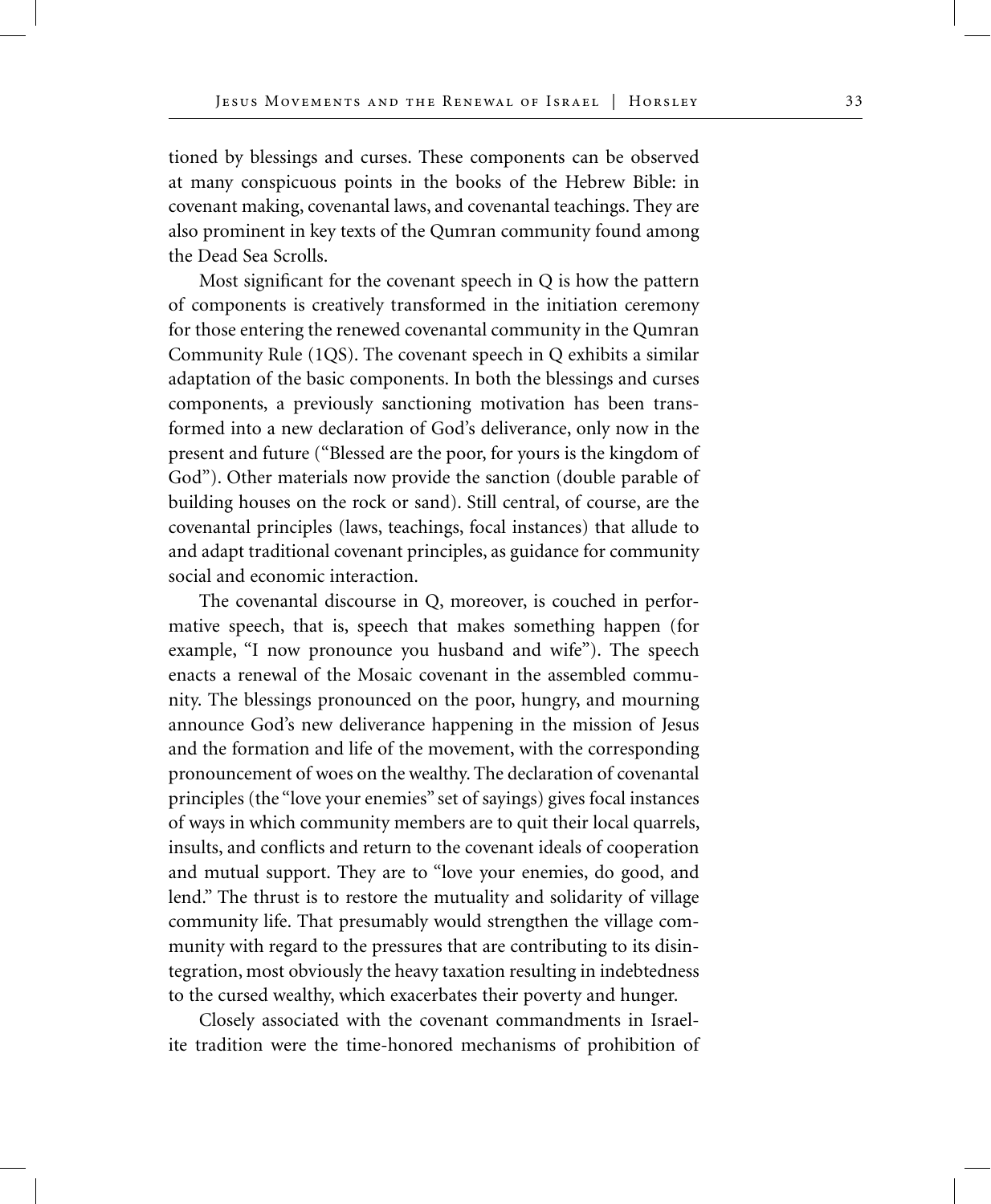tioned by blessings and curses. These components can be observed at many conspicuous points in the books of the Hebrew Bible: in covenant making, covenantal laws, and covenantal teachings. They are also prominent in key texts of the Qumran community found among the Dead Sea Scrolls.

Most significant for the covenant speech in Q is how the pattern of components is creatively transformed in the initiation ceremony for those entering the renewed covenantal community in the Qumran Community Rule (1QS). The covenant speech in Q exhibits a similar adaptation of the basic components. In both the blessings and curses components, a previously sanctioning motivation has been transformed into a new declaration of God's deliverance, only now in the present and future ("Blessed are the poor, for yours is the kingdom of God"). Other materials now provide the sanction (double parable of building houses on the rock or sand). Still central, of course, are the covenantal principles (laws, teachings, focal instances) that allude to and adapt traditional covenant principles, as guidance for community social and economic interaction.

The covenantal discourse in Q, moreover, is couched in performative speech, that is, speech that makes something happen (for example, "I now pronounce you husband and wife"). The speech enacts a renewal of the Mosaic covenant in the assembled community. The blessings pronounced on the poor, hungry, and mourning announce God's new deliverance happening in the mission of Jesus and the formation and life of the movement, with the corresponding pronouncement of woes on the wealthy. The declaration of covenantal principles (the "love your enemies" set of sayings) gives focal instances of ways in which community members are to quit their local quarrels, insults, and conflicts and return to the covenant ideals of cooperation and mutual support. They are to "love your enemies, do good, and lend." The thrust is to restore the mutuality and solidarity of village community life. That presumably would strengthen the village community with regard to the pressures that are contributing to its disintegration, most obviously the heavy taxation resulting in indebtedness to the cursed wealthy, which exacerbates their poverty and hunger.

Closely associated with the covenant commandments in Israelite tradition were the time-honored mechanisms of prohibition of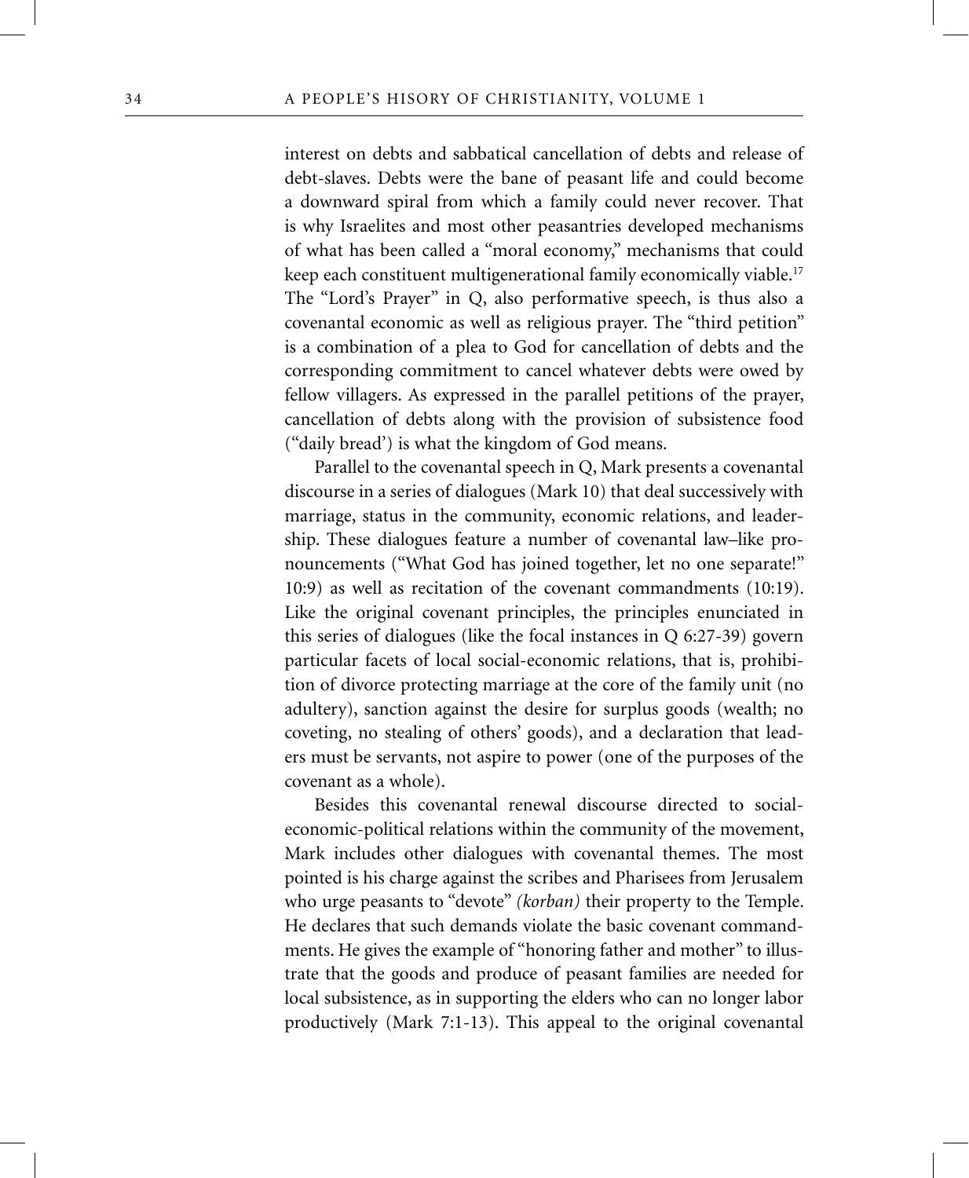interest on debts and sabbatical cancellation of debts and release of debt-slaves. Debts were the bane of peasant life and could become a downward spiral from which a family could never recover. That is why Israelites and most other peasantries developed mechanisms of what has been called a "moral economy," mechanisms that could keep each constituent multigenerational family economically viable.[17] The "Lord's Prayer" in Q, also performative speech, is thus also a covenantal economic as well as religious prayer. The "third petition" is a combination of a plea to God for cancellation of debts and the corresponding commitment to cancel whatever debts were owed by fellow villagers. As expressed in the parallel petitions of the prayer, cancellation of debts along with the provision of subsistence food ("daily bread') is what the kingdom of God means.

Parallel to the covenantal speech in Q, Mark presents a covenantal discourse in a series of dialogues (Mark 10) that deal successively with marriage, status in the community, economic relations, and leadership. These dialogues feature a number of covenantal law–like pronouncements ("What God has joined together, let no one separate!" 10:9) as well as recitation of the covenant commandments (10:19). Like the original covenant principles, the principles enunciated in this series of dialogues (like the focal instances in Q 6:27-39) govern particular facets of local social-economic relations, that is, prohibition of divorce protecting marriage at the core of the family unit (no adultery), sanction against the desire for surplus goods (wealth; no coveting, no stealing of others' goods), and a declaration that leaders must be servants, not aspire to power (one of the purposes of the covenant as a whole).

Besides this covenantal renewal discourse directed to social-economic-political relations within the community of the movement, Mark includes other dialogues with covenantal themes. The most pointed is his charge against the scribes and Pharisees from Jerusalem who urge peasants to "devote" *(korban)* their property to the Temple. He declares that such demands violate the basic covenant commandments. He gives the example of "honoring father and mother" to illustrate that the goods and produce of peasant families are needed for local subsistence, as in supporting the elders who can no longer labor productively (Mark 7:1-13). This appeal to the original covenantal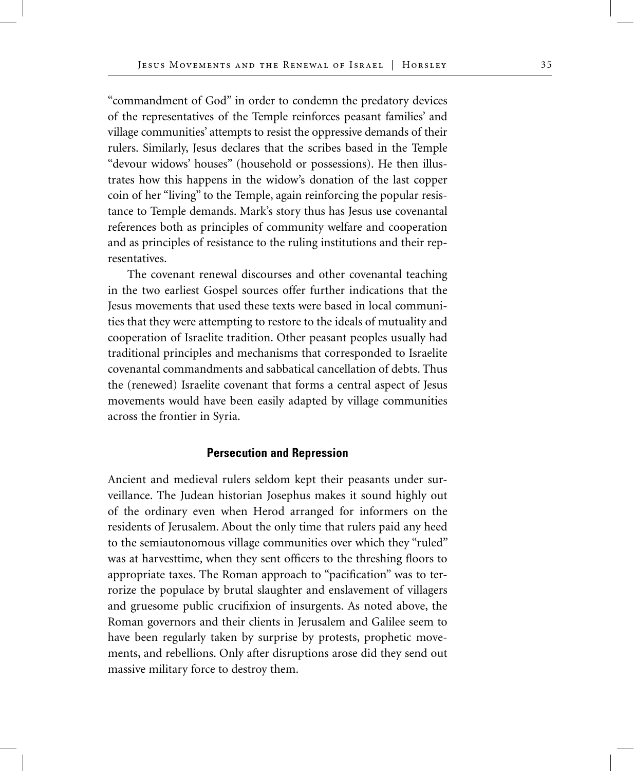"commandment of God" in order to condemn the predatory devices of the representatives of the Temple reinforces peasant families' and village communities' attempts to resist the oppressive demands of their rulers. Similarly, Jesus declares that the scribes based in the Temple "devour widows' houses" (household or possessions). He then illustrates how this happens in the widow's donation of the last copper coin of her "living" to the Temple, again reinforcing the popular resistance to Temple demands. Mark's story thus has Jesus use covenantal references both as principles of community welfare and cooperation and as principles of resistance to the ruling institutions and their representatives.

The covenant renewal discourses and other covenantal teaching in the two earliest Gospel sources offer further indications that the Jesus movements that used these texts were based in local communities that they were attempting to restore to the ideals of mutuality and cooperation of Israelite tradition. Other peasant peoples usually had traditional principles and mechanisms that corresponded to Israelite covenantal commandments and sabbatical cancellation of debts. Thus the (renewed) Israelite covenant that forms a central aspect of Jesus movements would have been easily adapted by village communities across the frontier in Syria.

## Persecution and Repression

Ancient and medieval rulers seldom kept their peasants under surveillance. The Judean historian Josephus makes it sound highly out of the ordinary even when Herod arranged for informers on the residents of Jerusalem. About the only time that rulers paid any heed to the semiautonomous village communities over which they "ruled" was at harvesttime, when they sent officers to the threshing floors to appropriate taxes. The Roman approach to "pacification" was to terrorize the populace by brutal slaughter and enslavement of villagers and gruesome public crucifixion of insurgents. As noted above, the Roman governors and their clients in Jerusalem and Galilee seem to have been regularly taken by surprise by protests, prophetic movements, and rebellions. Only after disruptions arose did they send out massive military force to destroy them.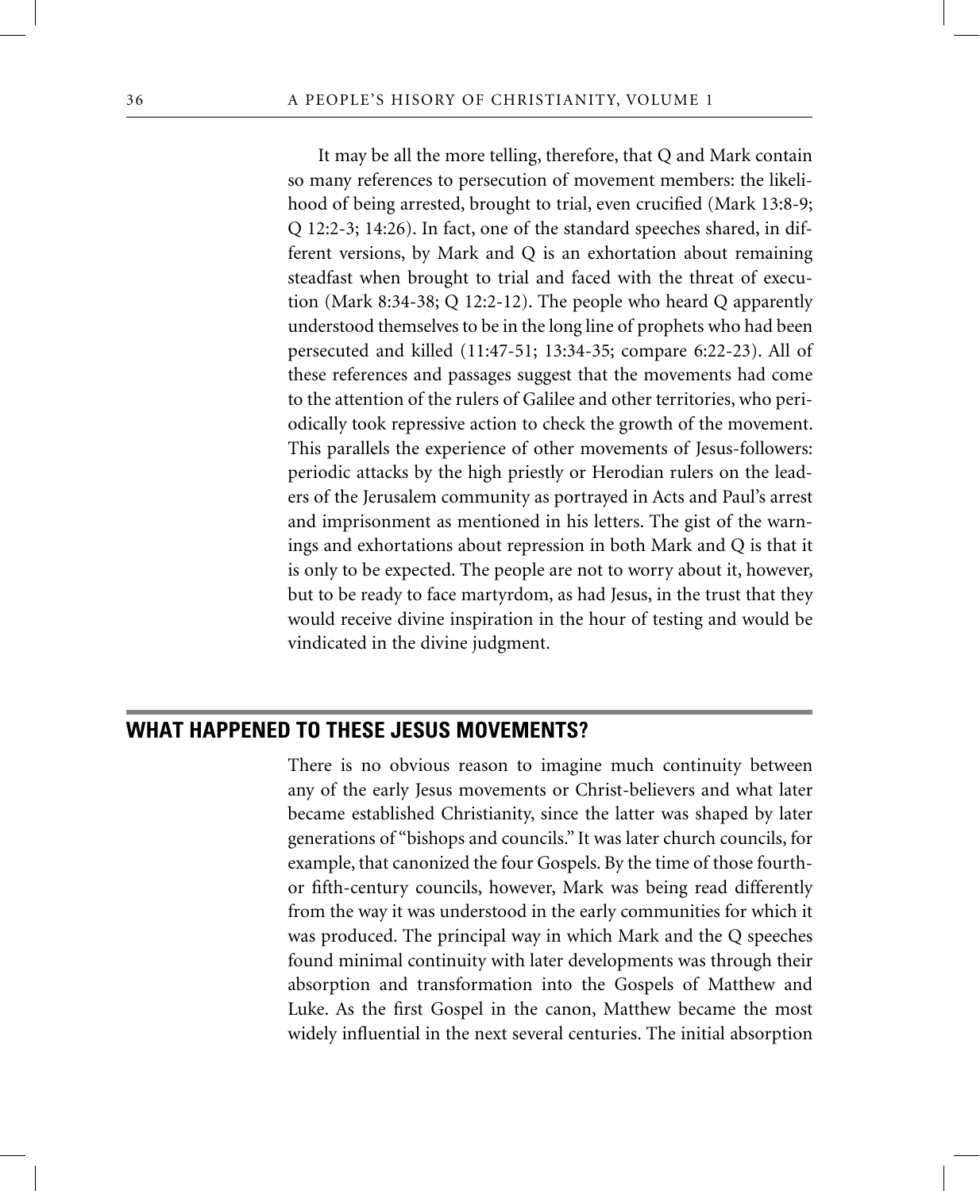It may be all the more telling, therefore, that Q and Mark contain so many references to persecution of movement members: the likelihood of being arrested, brought to trial, even crucified (Mark 13:8-9; Q 12:2-3; 14:26). In fact, one of the standard speeches shared, in different versions, by Mark and Q is an exhortation about remaining steadfast when brought to trial and faced with the threat of execution (Mark 8:34-38; Q 12:2-12). The people who heard Q apparently understood themselves to be in the long line of prophets who had been persecuted and killed (11:47-51; 13:34-35; compare 6:22-23). All of these references and passages suggest that the movements had come to the attention of the rulers of Galilee and other territories, who periodically took repressive action to check the growth of the movement. This parallels the experience of other movements of Jesus-followers: periodic attacks by the high priestly or Herodian rulers on the leaders of the Jerusalem community as portrayed in Acts and Paul's arrest and imprisonment as mentioned in his letters. The gist of the warnings and exhortations about repression in both Mark and Q is that it is only to be expected. The people are not to worry about it, however, but to be ready to face martyrdom, as had Jesus, in the trust that they would receive divine inspiration in the hour of testing and would be vindicated in the divine judgment.

## WHAT HAPPENED TO THESE JESUS MOVEMENTS?

There is no obvious reason to imagine much continuity between any of the early Jesus movements or Christ-believers and what later became established Christianity, since the latter was shaped by later generations of "bishops and councils." It was later church councils, for example, that canonized the four Gospels. By the time of those fourth- or fifth-century councils, however, Mark was being read differently from the way it was understood in the early communities for which it was produced. The principal way in which Mark and the Q speeches found minimal continuity with later developments was through their absorption and transformation into the Gospels of Matthew and Luke. As the first Gospel in the canon, Matthew became the most widely influential in the next several centuries. The initial absorption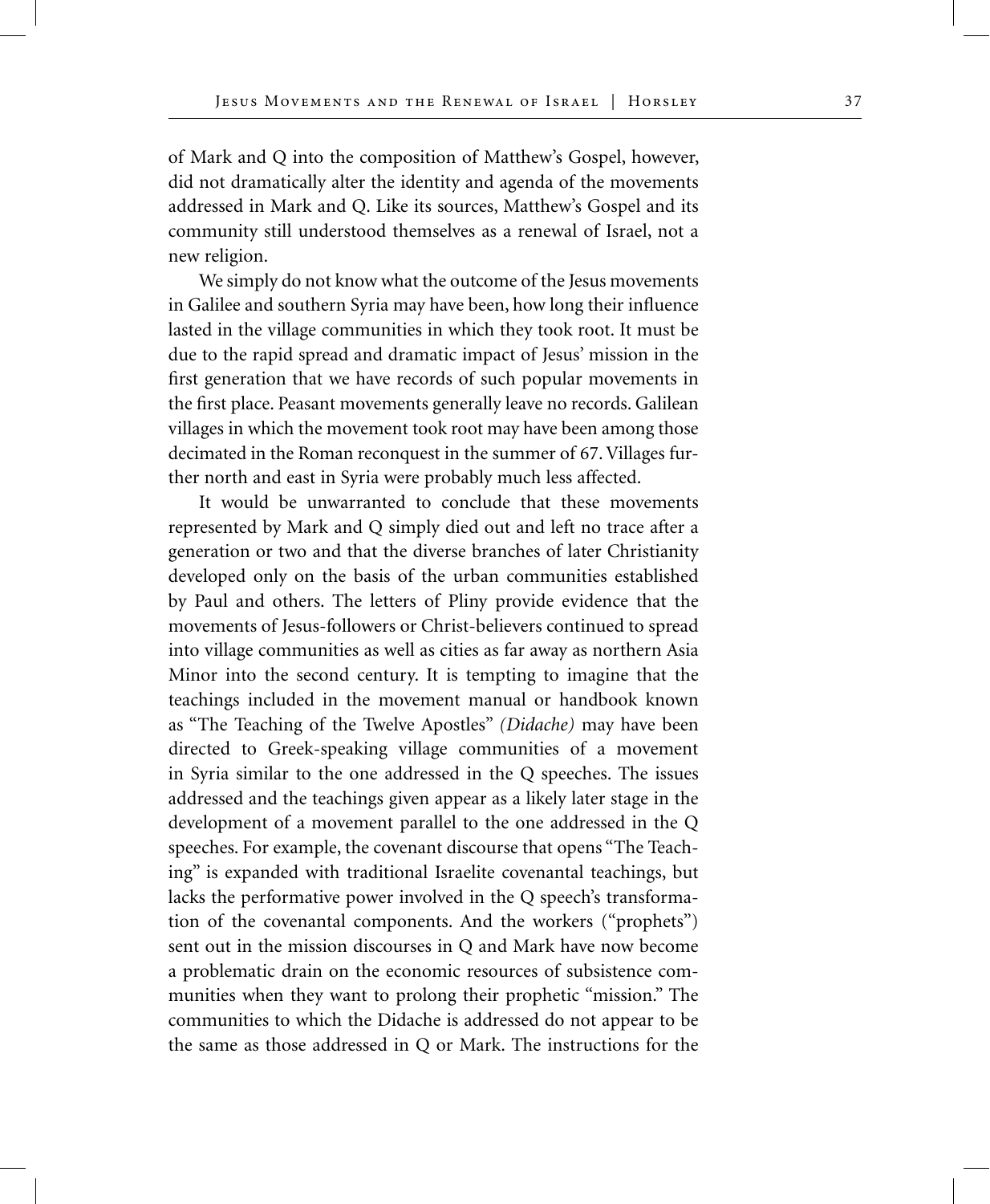of Mark and Q into the composition of Matthew's Gospel, however, did not dramatically alter the identity and agenda of the movements addressed in Mark and Q. Like its sources, Matthew's Gospel and its community still understood themselves as a renewal of Israel, not a new religion.

We simply do not know what the outcome of the Jesus movements in Galilee and southern Syria may have been, how long their influence lasted in the village communities in which they took root. It must be due to the rapid spread and dramatic impact of Jesus' mission in the first generation that we have records of such popular movements in the first place. Peasant movements generally leave no records. Galilean villages in which the movement took root may have been among those decimated in the Roman reconquest in the summer of 67. Villages further north and east in Syria were probably much less affected.

It would be unwarranted to conclude that these movements represented by Mark and Q simply died out and left no trace after a generation or two and that the diverse branches of later Christianity developed only on the basis of the urban communities established by Paul and others. The letters of Pliny provide evidence that the movements of Jesus-followers or Christ-believers continued to spread into village communities as well as cities as far away as northern Asia Minor into the second century. It is tempting to imagine that the teachings included in the movement manual or handbook known as "The Teaching of the Twelve Apostles" *(Didache)* may have been directed to Greek-speaking village communities of a movement in Syria similar to the one addressed in the Q speeches. The issues addressed and the teachings given appear as a likely later stage in the development of a movement parallel to the one addressed in the Q speeches. For example, the covenant discourse that opens "The Teaching" is expanded with traditional Israelite covenantal teachings, but lacks the performative power involved in the Q speech's transformation of the covenantal components. And the workers ("prophets") sent out in the mission discourses in Q and Mark have now become a problematic drain on the economic resources of subsistence communities when they want to prolong their prophetic "mission." The communities to which the Didache is addressed do not appear to be the same as those addressed in Q or Mark. The instructions for the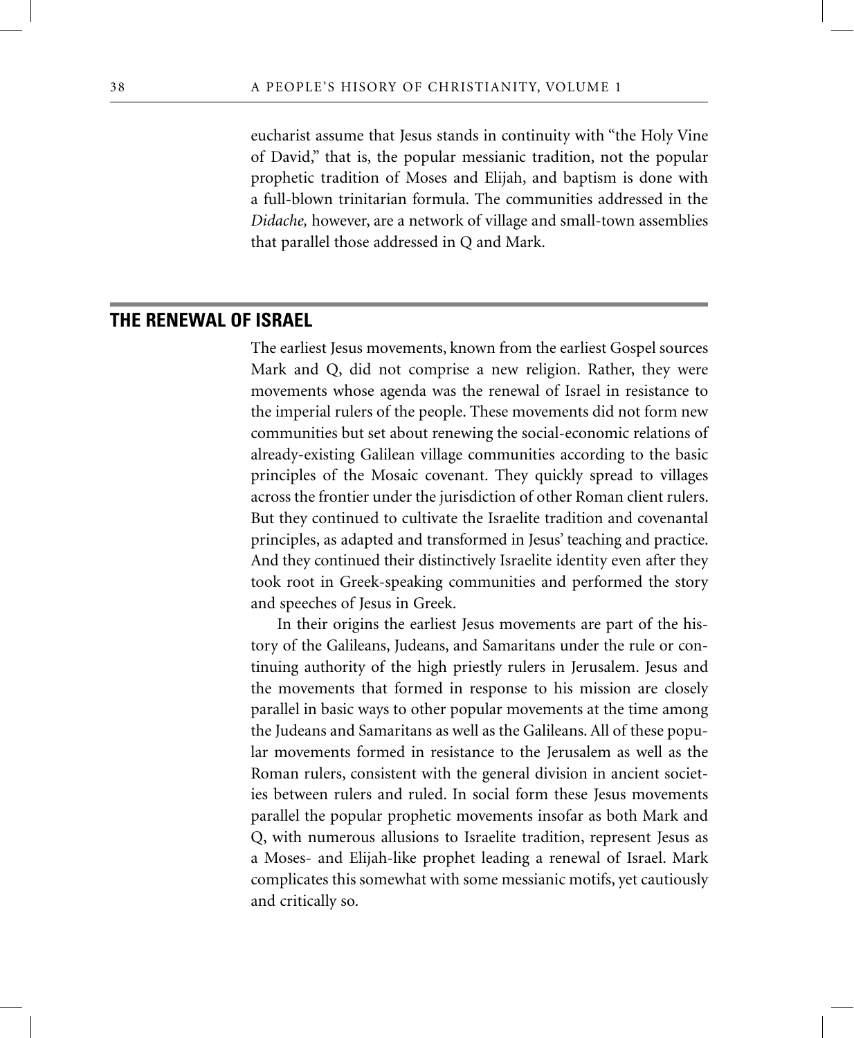eucharist assume that Jesus stands in continuity with "the Holy Vine of David," that is, the popular messianic tradition, not the popular prophetic tradition of Moses and Elijah, and baptism is done with a full-blown trinitarian formula. The communities addressed in the *Didache,* however, are a network of village and small-town assemblies that parallel those addressed in Q and Mark.

## THE RENEWAL OF ISRAEL

The earliest Jesus movements, known from the earliest Gospel sources Mark and Q, did not comprise a new religion. Rather, they were movements whose agenda was the renewal of Israel in resistance to the imperial rulers of the people. These movements did not form new communities but set about renewing the social-economic relations of already-existing Galilean village communities according to the basic principles of the Mosaic covenant. They quickly spread to villages across the frontier under the jurisdiction of other Roman client rulers. But they continued to cultivate the Israelite tradition and covenantal principles, as adapted and transformed in Jesus' teaching and practice. And they continued their distinctively Israelite identity even after they took root in Greek-speaking communities and performed the story and speeches of Jesus in Greek.

In their origins the earliest Jesus movements are part of the history of the Galileans, Judeans, and Samaritans under the rule or continuing authority of the high priestly rulers in Jerusalem. Jesus and the movements that formed in response to his mission are closely parallel in basic ways to other popular movements at the time among the Judeans and Samaritans as well as the Galileans. All of these popular movements formed in resistance to the Jerusalem as well as the Roman rulers, consistent with the general division in ancient societies between rulers and ruled. In social form these Jesus movements parallel the popular prophetic movements insofar as both Mark and Q, with numerous allusions to Israelite tradition, represent Jesus as a Moses- and Elijah-like prophet leading a renewal of Israel. Mark complicates this somewhat with some messianic motifs, yet cautiously and critically so.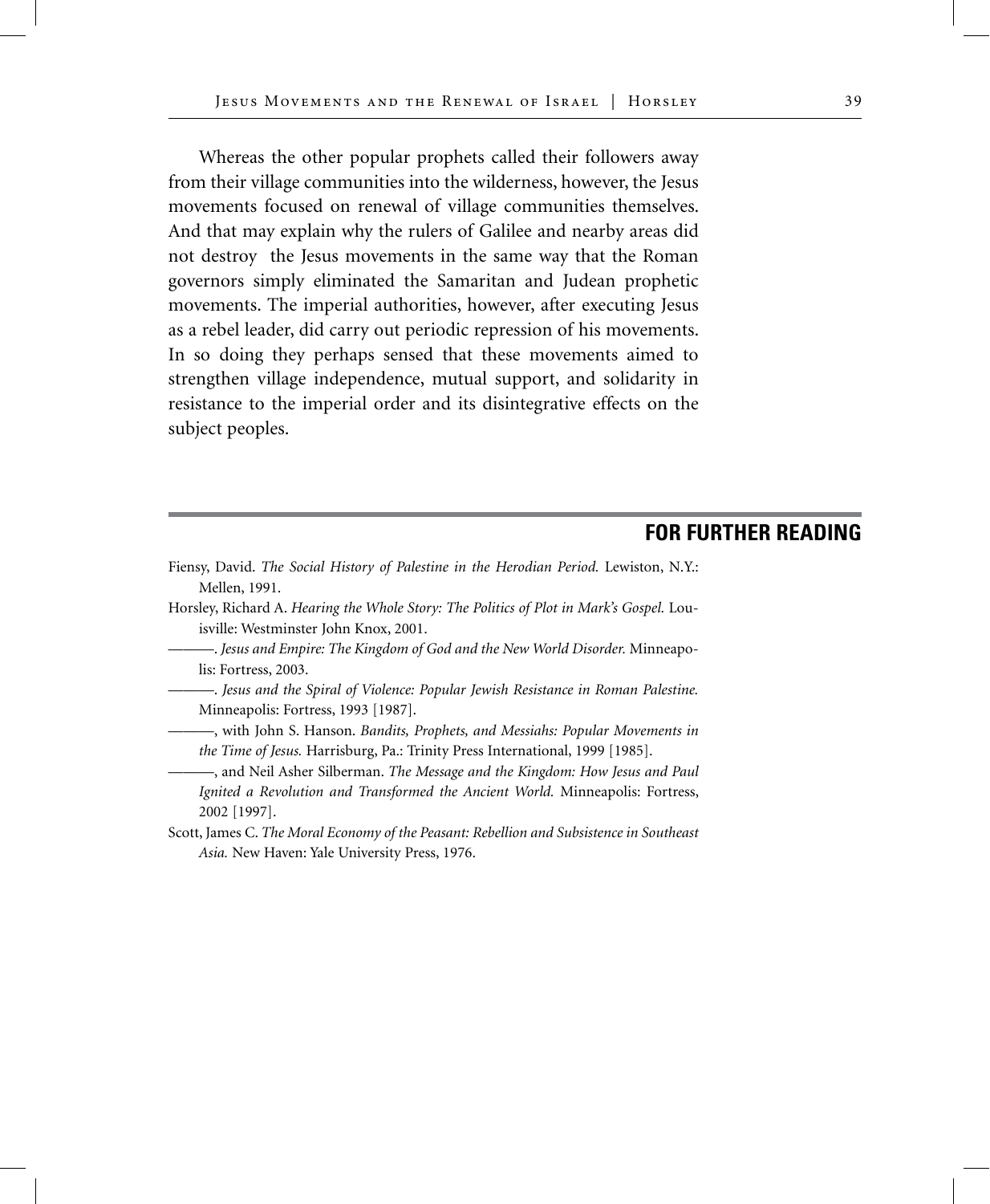Whereas the other popular prophets called their followers away from their village communities into the wilderness, however, the Jesus movements focused on renewal of village communities themselves. And that may explain why the rulers of Galilee and nearby areas did not destroy the Jesus movements in the same way that the Roman governors simply eliminated the Samaritan and Judean prophetic movements. The imperial authorities, however, after executing Jesus as a rebel leader, did carry out periodic repression of his movements. In so doing they perhaps sensed that these movements aimed to strengthen village independence, mutual support, and solidarity in resistance to the imperial order and its disintegrative effects on the subject peoples.

## FOR FURTHER READING

Fiensy, David. *The Social History of Palestine in the Herodian Period.* Lewiston, N.Y.: Mellen, 1991.

Horsley, Richard A. *Hearing the Whole Story: The Politics of Plot in Mark's Gospel.* Louisville: Westminster John Knox, 2001.

———. *Jesus and Empire: The Kingdom of God and the New World Disorder.* Minneapolis: Fortress, 2003.

———. *Jesus and the Spiral of Violence: Popular Jewish Resistance in Roman Palestine.* Minneapolis: Fortress, 1993 [1987].

———, with John S. Hanson. *Bandits, Prophets, and Messiahs: Popular Movements in the Time of Jesus.* Harrisburg, Pa.: Trinity Press International, 1999 [1985].

———, and Neil Asher Silberman. *The Message and the Kingdom: How Jesus and Paul Ignited a Revolution and Transformed the Ancient World.* Minneapolis: Fortress, 2002 [1997].

Scott, James C. *The Moral Economy of the Peasant: Rebellion and Subsistence in Southeast Asia.* New Haven: Yale University Press, 1976.